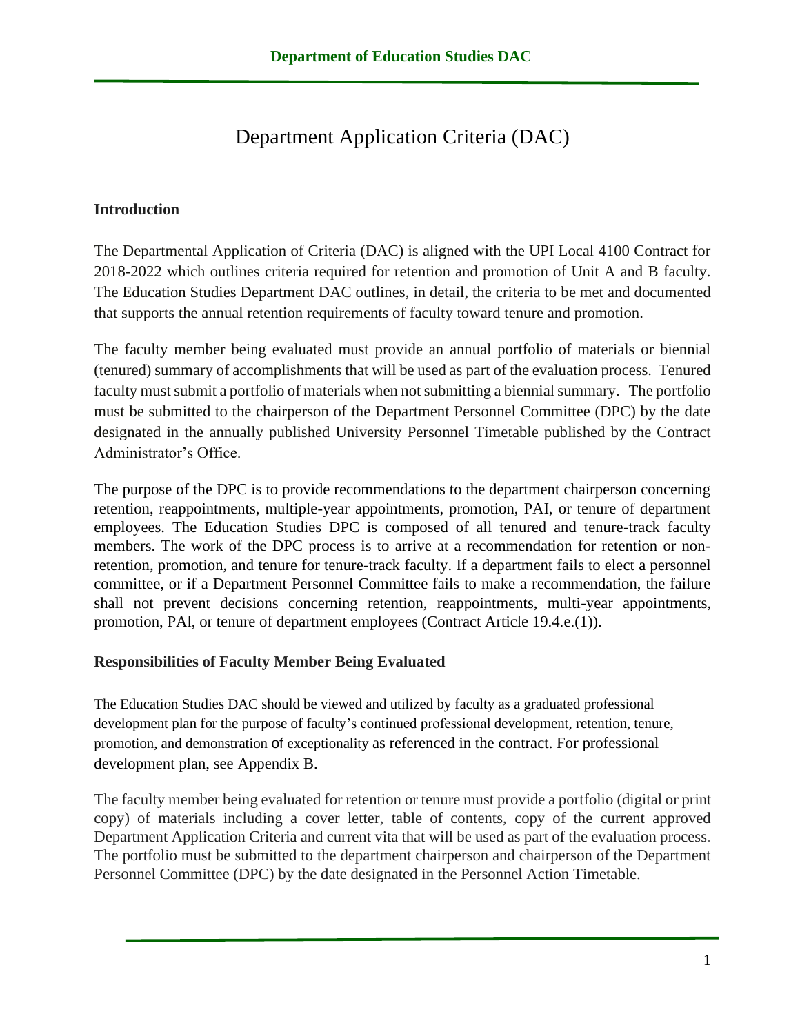# Department Application Criteria (DAC)

## Introduction

The Departmental Application of Criteria (DAC) is aligned with the UPI Local 4100 Contract for 2018-2022 which outlines criteria required for retention and promotion of Unit A and B faculty. The Education Studies Department DAC outlines, in detail, the criteria to be met and documented that supports the annual retention requirements of faculty toward tenure and promotion.

The faculty member being evaluated must provide an annual portfolio of materials or biennial (tenured) summary of accomplishments that will be used as part of the evaluation process. Tenured faculty must submit a portfolio of materials when not submitting a biennial summary. The portfolio must be submitted to the chairperson of the Department Personnel Committee (DPC) by the date designated in the annually published University Personnel Timetable published by the Contract Administrator's Office.

The purpose of the DPC is to provide recommendations to the department chairperson concerning retention, reappointments, multiple-year appointments, promotion, PAI, or tenure of department employees. The Education Studies DPC is composed of all tenured and tenure-track faculty members. The work of the DPC process is to arrive at a recommendation for retention or non-retention, promotion, and tenure for tenure-track faculty. If a department fails to elect a personnel committee, or if a Department Personnel Committee fails to make a recommendation, the failure shall not prevent decisions concerning retention, reappointments, multi-year appointments, promotion, PAl, or tenure of department employees (Contract Article 19.4.e.(1)).

## Responsibilities of Faculty Member Being Evaluated

The Education Studies DAC should be viewed and utilized by faculty as a graduated professional development plan for the purpose of faculty's continued professional development, retention, tenure, promotion, and demonstration of exceptionality as referenced in the contract. For professional development plan, see Appendix B.

The faculty member being evaluated for retention or tenure must provide a portfolio (digital or print copy) of materials including a cover letter, table of contents, copy of the current approved Department Application Criteria and current vita that will be used as part of the evaluation process. The portfolio must be submitted to the department chairperson and chairperson of the Department Personnel Committee (DPC) by the date designated in the Personnel Action Timetable.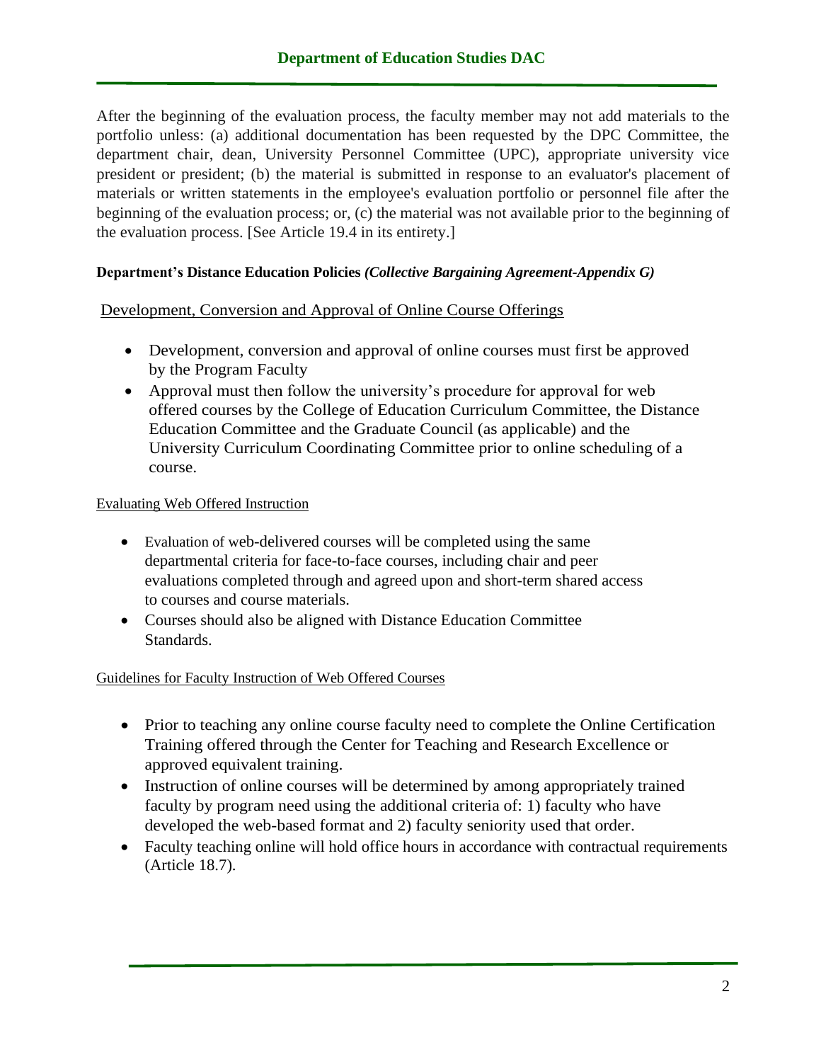After the beginning of the evaluation process, the faculty member may not add materials to the portfolio unless: (a) additional documentation has been requested by the DPC Committee, the department chair, dean, University Personnel Committee (UPC), appropriate university vice president or president; (b) the material is submitted in response to an evaluator's placement of materials or written statements in the employee's evaluation portfolio or personnel file after the beginning of the evaluation process; or, (c) the material was not available prior to the beginning of the evaluation process. [See Article 19.4 in its entirety.]

**Department's Distance Education Policies *(Collective Bargaining Agreement-Appendix G)***

Development, Conversion and Approval of Online Course Offerings

- Development, conversion and approval of online courses must first be approved by the Program Faculty
- Approval must then follow the university's procedure for approval for web offered courses by the College of Education Curriculum Committee, the Distance Education Committee and the Graduate Council (as applicable) and the University Curriculum Coordinating Committee prior to online scheduling of a course.

Evaluating Web Offered Instruction

- Evaluation of web-delivered courses will be completed using the same departmental criteria for face-to-face courses, including chair and peer evaluations completed through and agreed upon and short-term shared access to courses and course materials.
- Courses should also be aligned with Distance Education Committee Standards.

Guidelines for Faculty Instruction of Web Offered Courses

- Prior to teaching any online course faculty need to complete the Online Certification Training offered through the Center for Teaching and Research Excellence or approved equivalent training.
- Instruction of online courses will be determined by among appropriately trained faculty by program need using the additional criteria of: 1) faculty who have developed the web-based format and 2) faculty seniority used that order.
- Faculty teaching online will hold office hours in accordance with contractual requirements (Article 18.7).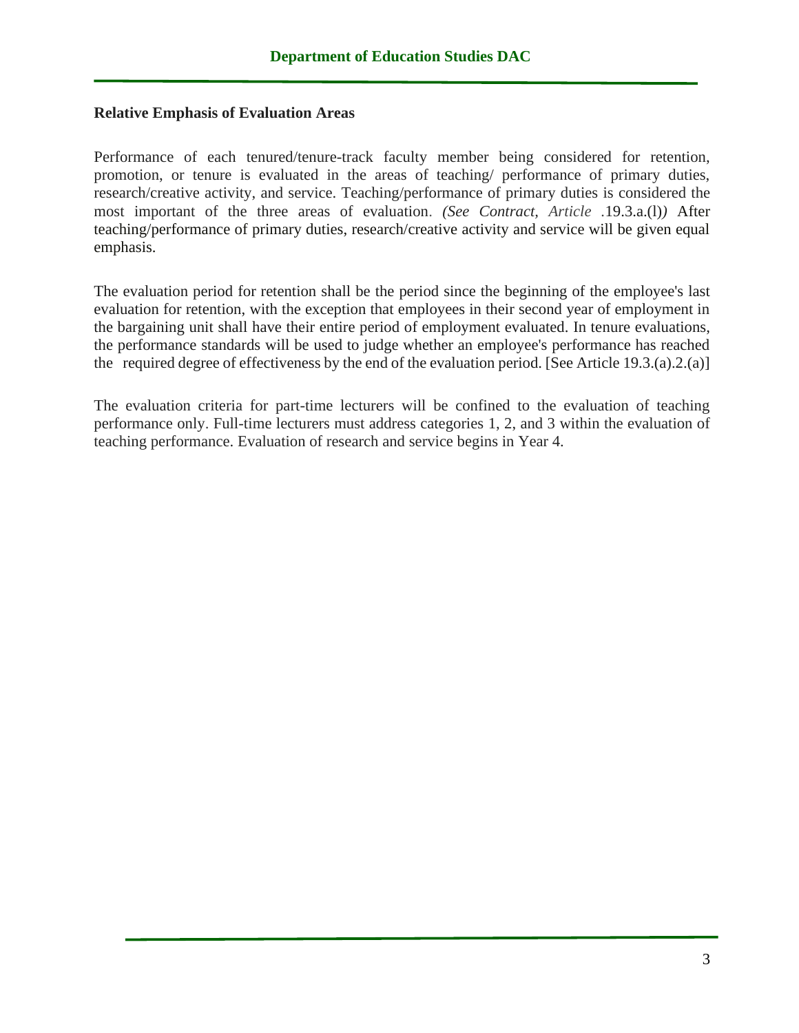**Relative Emphasis of Evaluation Areas**

Performance of each tenured/tenure-track faculty member being considered for retention, promotion, or tenure is evaluated in the areas of teaching/ performance of primary duties, research/creative activity, and service. Teaching/performance of primary duties is considered the most important of the three areas of evaluation. *(See Contract, Article* .19.3.a.(l)*)* After teaching/performance of primary duties, research/creative activity and service will be given equal emphasis.

The evaluation period for retention shall be the period since the beginning of the employee's last evaluation for retention, with the exception that employees in their second year of employment in the bargaining unit shall have their entire period of employment evaluated. In tenure evaluations, the performance standards will be used to judge whether an employee's performance has reached the required degree of effectiveness by the end of the evaluation period. [See Article 19.3.(a).2.(a)]

The evaluation criteria for part-time lecturers will be confined to the evaluation of teaching performance only. Full-time lecturers must address categories 1, 2, and 3 within the evaluation of teaching performance. Evaluation of research and service begins in Year 4.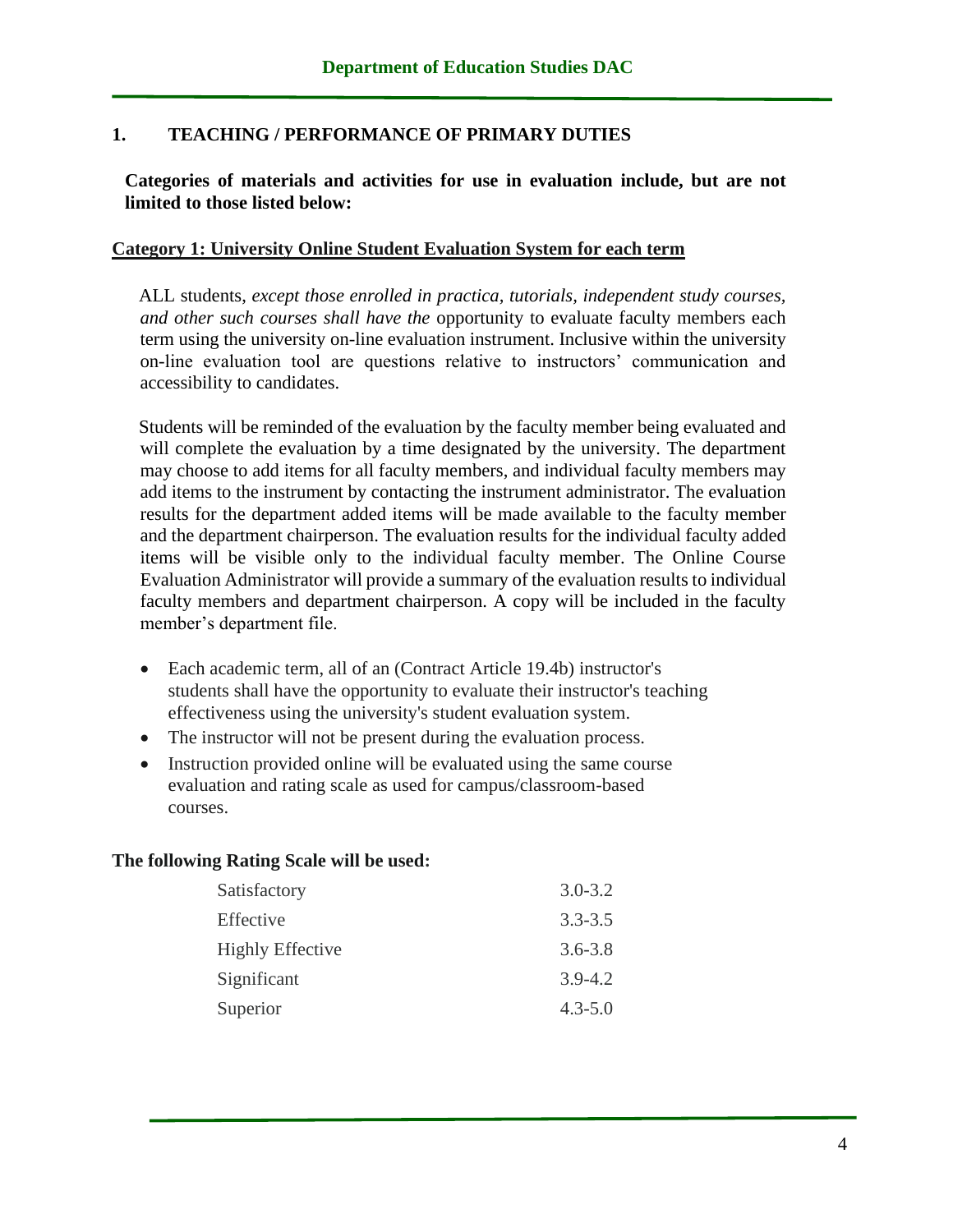## 1. TEACHING / PERFORMANCE OF PRIMARY DUTIES

**Categories of materials and activities for use in evaluation include, but are not limited to those listed below:**

### Category 1: University Online Student Evaluation System for each term

ALL students, *except those enrolled in practica, tutorials, independent study courses, and other such courses shall have the* opportunity to evaluate faculty members each term using the university on-line evaluation instrument. Inclusive within the university on-line evaluation tool are questions relative to instructors' communication and accessibility to candidates.

Students will be reminded of the evaluation by the faculty member being evaluated and will complete the evaluation by a time designated by the university. The department may choose to add items for all faculty members, and individual faculty members may add items to the instrument by contacting the instrument administrator. The evaluation results for the department added items will be made available to the faculty member and the department chairperson. The evaluation results for the individual faculty added items will be visible only to the individual faculty member. The Online Course Evaluation Administrator will provide a summary of the evaluation results to individual faculty members and department chairperson. A copy will be included in the faculty member's department file.

- Each academic term, all of an (Contract Article 19.4b) instructor's students shall have the opportunity to evaluate their instructor's teaching effectiveness using the university's student evaluation system.
- The instructor will not be present during the evaluation process.
- Instruction provided online will be evaluated using the same course evaluation and rating scale as used for campus/classroom-based courses.

**The following Rating Scale will be used:**

| | |
|---|---|
| Satisfactory | 3.0-3.2 |
| Effective | 3.3-3.5 |
| Highly Effective | 3.6-3.8 |
| Significant | 3.9-4.2 |
| Superior | 4.3-5.0 |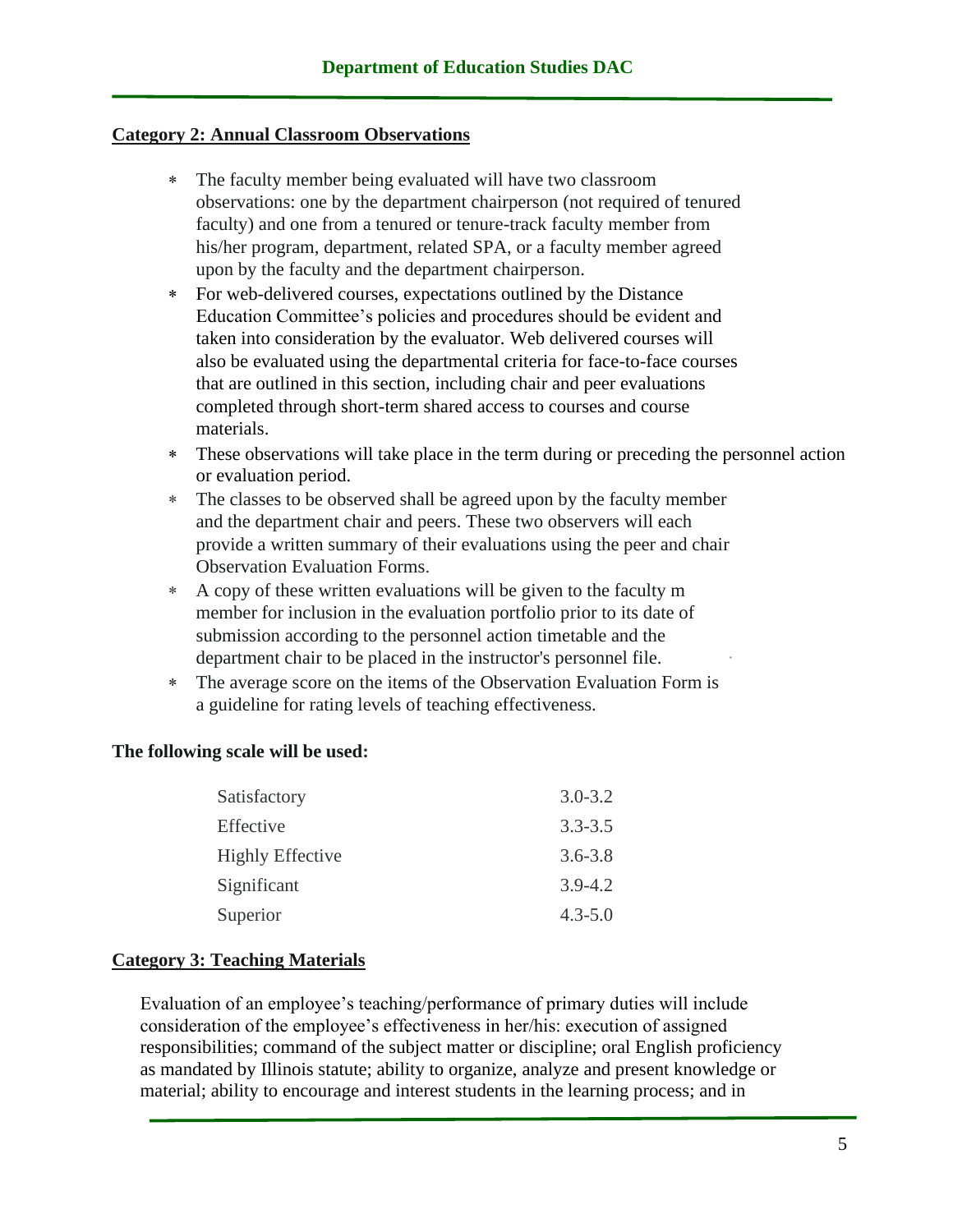**Category 2: Annual Classroom Observations**

- The faculty member being evaluated will have two classroom observations: one by the department chairperson (not required of tenured faculty) and one from a tenured or tenure-track faculty member from his/her program, department, related SPA, or a faculty member agreed upon by the faculty and the department chairperson.
- For web-delivered courses, expectations outlined by the Distance Education Committee's policies and procedures should be evident and taken into consideration by the evaluator. Web delivered courses will also be evaluated using the departmental criteria for face-to-face courses that are outlined in this section, including chair and peer evaluations completed through short-term shared access to courses and course materials.
- These observations will take place in the term during or preceding the personnel action or evaluation period.
- The classes to be observed shall be agreed upon by the faculty member and the department chair and peers. These two observers will each provide a written summary of their evaluations using the peer and chair Observation Evaluation Forms.
- A copy of these written evaluations will be given to the faculty m member for inclusion in the evaluation portfolio prior to its date of submission according to the personnel action timetable and the department chair to be placed in the instructor's personnel file.
- The average score on the items of the Observation Evaluation Form is a guideline for rating levels of teaching effectiveness.

**The following scale will be used:**

| | |
|---|---|
| Satisfactory | 3.0-3.2 |
| Effective | 3.3-3.5 |
| Highly Effective | 3.6-3.8 |
| Significant | 3.9-4.2 |
| Superior | 4.3-5.0 |

**Category 3: Teaching Materials**

Evaluation of an employee's teaching/performance of primary duties will include consideration of the employee's effectiveness in her/his: execution of assigned responsibilities; command of the subject matter or discipline; oral English proficiency as mandated by Illinois statute; ability to organize, analyze and present knowledge or material; ability to encourage and interest students in the learning process; and in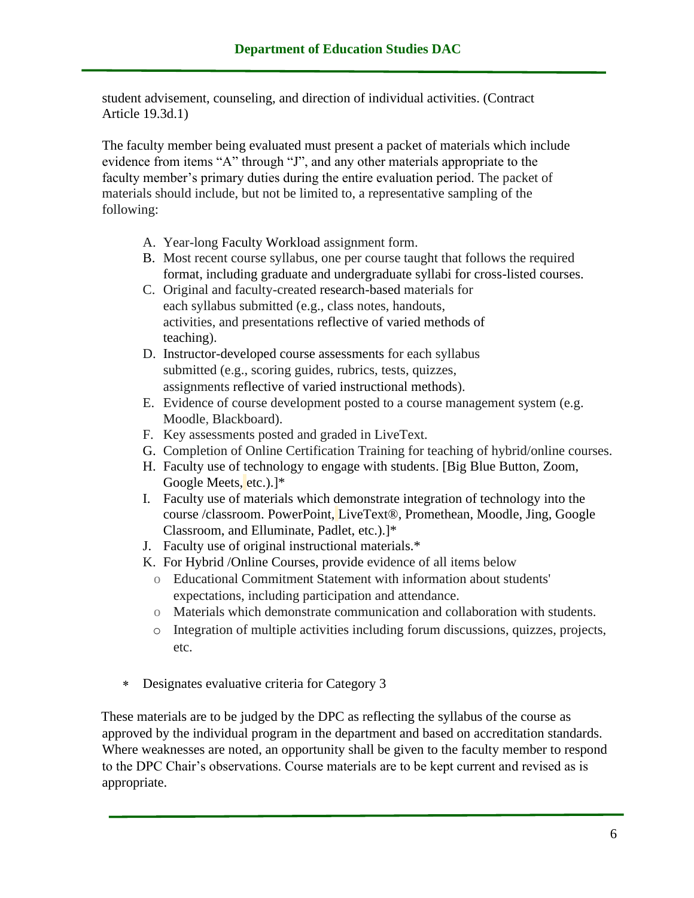student advisement, counseling, and direction of individual activities. (Contract Article 19.3d.1)

The faculty member being evaluated must present a packet of materials which include evidence from items "A" through "J", and any other materials appropriate to the faculty member's primary duties during the entire evaluation period. The packet of materials should include, but not be limited to, a representative sampling of the following:

A. Year-long Faculty Workload assignment form.
B. Most recent course syllabus, one per course taught that follows the required format, including graduate and undergraduate syllabi for cross-listed courses.
C. Original and faculty-created research-based materials for each syllabus submitted (e.g., class notes, handouts, activities, and presentations reflective of varied methods of teaching).
D. Instructor-developed course assessments for each syllabus submitted (e.g., scoring guides, rubrics, tests, quizzes, assignments reflective of varied instructional methods).
E. Evidence of course development posted to a course management system (e.g. Moodle, Blackboard).
F. Key assessments posted and graded in LiveText.
G. Completion of Online Certification Training for teaching of hybrid/online courses.
H. Faculty use of technology to engage with students. [Big Blue Button, Zoom, Google Meets, etc.).]*
I. Faculty use of materials which demonstrate integration of technology into the course /classroom. PowerPoint, LiveText®, Promethean, Moodle, Jing, Google Classroom, and Elluminate, Padlet, etc.).]*
J. Faculty use of original instructional materials.*
K. For Hybrid /Online Courses, provide evidence of all items below
   - Educational Commitment Statement with information about students' expectations, including participation and attendance.
   - Materials which demonstrate communication and collaboration with students.
   - Integration of multiple activities including forum discussions, quizzes, projects, etc.

- * Designates evaluative criteria for Category 3

These materials are to be judged by the DPC as reflecting the syllabus of the course as approved by the individual program in the department and based on accreditation standards. Where weaknesses are noted, an opportunity shall be given to the faculty member to respond to the DPC Chair's observations. Course materials are to be kept current and revised as is appropriate.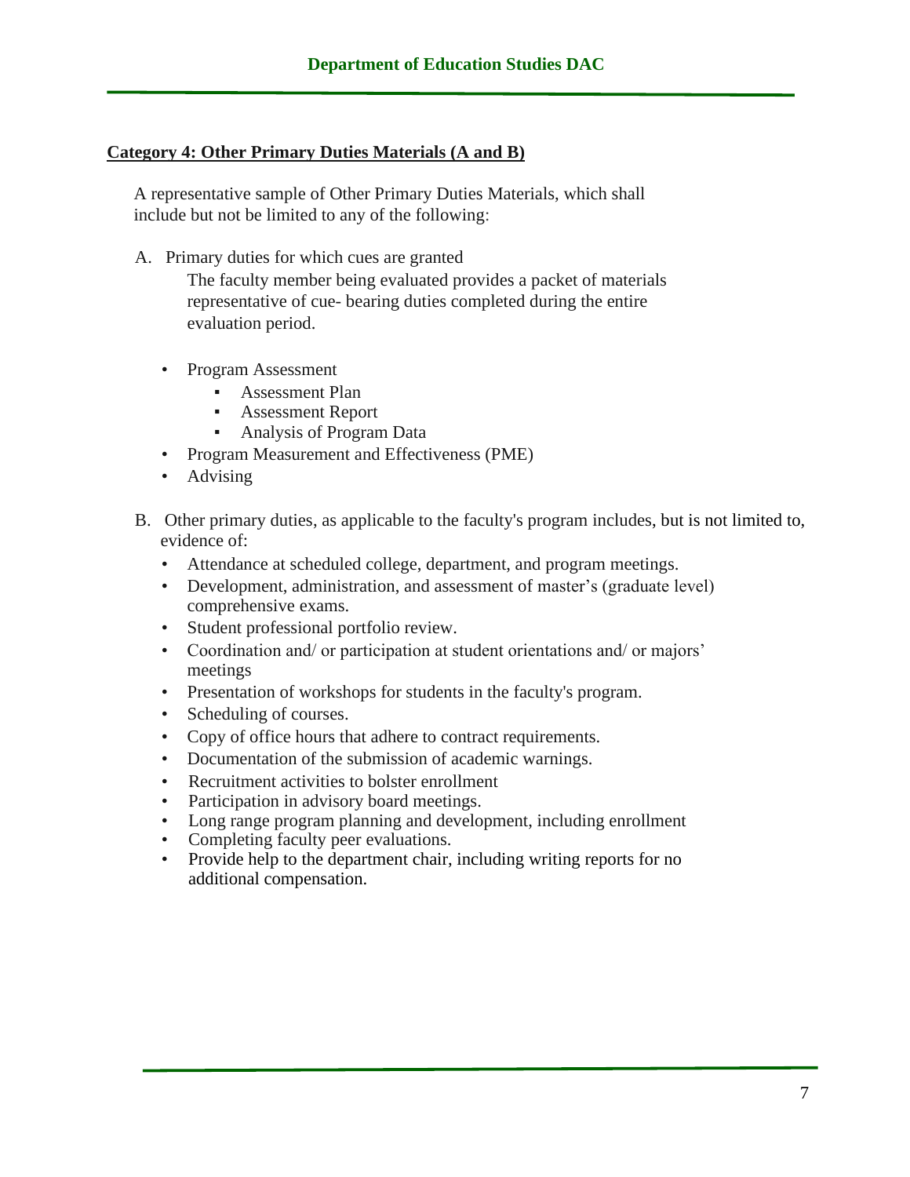**Category 4: Other Primary Duties Materials (A and B)**

A representative sample of Other Primary Duties Materials, which shall include but not be limited to any of the following:

A. Primary duties for which cues are granted

The faculty member being evaluated provides a packet of materials representative of cue- bearing duties completed during the entire evaluation period.

- Program Assessment
  - Assessment Plan
  - Assessment Report
  - Analysis of Program Data
- Program Measurement and Effectiveness (PME)
- Advising

B. Other primary duties, as applicable to the faculty's program includes, but is not limited to, evidence of:

- Attendance at scheduled college, department, and program meetings.
- Development, administration, and assessment of master's (graduate level) comprehensive exams.
- Student professional portfolio review.
- Coordination and/ or participation at student orientations and/ or majors' meetings
- Presentation of workshops for students in the faculty's program.
- Scheduling of courses.
- Copy of office hours that adhere to contract requirements.
- Documentation of the submission of academic warnings.
- Recruitment activities to bolster enrollment
- Participation in advisory board meetings.
- Long range program planning and development, including enrollment
- Completing faculty peer evaluations.
- Provide help to the department chair, including writing reports for no additional compensation.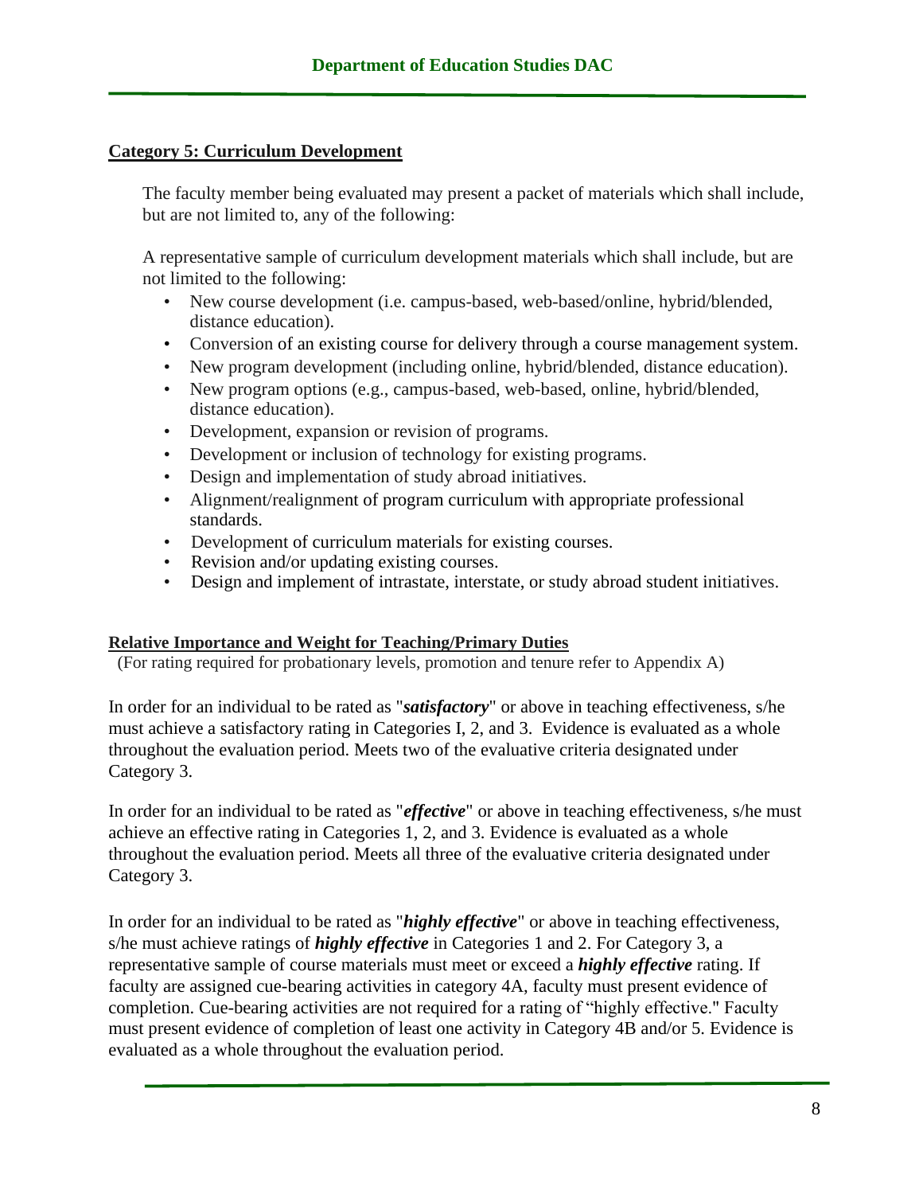## Category 5: Curriculum Development

The faculty member being evaluated may present a packet of materials which shall include, but are not limited to, any of the following:

A representative sample of curriculum development materials which shall include, but are not limited to the following:

- New course development (i.e. campus-based, web-based/online, hybrid/blended, distance education).
- Conversion of an existing course for delivery through a course management system.
- New program development (including online, hybrid/blended, distance education).
- New program options (e.g., campus-based, web-based, online, hybrid/blended, distance education).
- Development, expansion or revision of programs.
- Development or inclusion of technology for existing programs.
- Design and implementation of study abroad initiatives.
- Alignment/realignment of program curriculum with appropriate professional standards.
- Development of curriculum materials for existing courses.
- Revision and/or updating existing courses.
- Design and implement of intrastate, interstate, or study abroad student initiatives.

## Relative Importance and Weight for Teaching/Primary Duties

(For rating required for probationary levels, promotion and tenure refer to Appendix A)

In order for an individual to be rated as "***satisfactory***" or above in teaching effectiveness, s/he must achieve a satisfactory rating in Categories I, 2, and 3. Evidence is evaluated as a whole throughout the evaluation period. Meets two of the evaluative criteria designated under Category 3.

In order for an individual to be rated as "***effective***" or above in teaching effectiveness, s/he must achieve an effective rating in Categories 1, 2, and 3. Evidence is evaluated as a whole throughout the evaluation period. Meets all three of the evaluative criteria designated under Category 3.

In order for an individual to be rated as "***highly effective***" or above in teaching effectiveness, s/he must achieve ratings of ***highly effective*** in Categories 1 and 2. For Category 3, a representative sample of course materials must meet or exceed a ***highly effective*** rating. If faculty are assigned cue-bearing activities in category 4A, faculty must present evidence of completion. Cue-bearing activities are not required for a rating of "highly effective." Faculty must present evidence of completion of least one activity in Category 4B and/or 5. Evidence is evaluated as a whole throughout the evaluation period.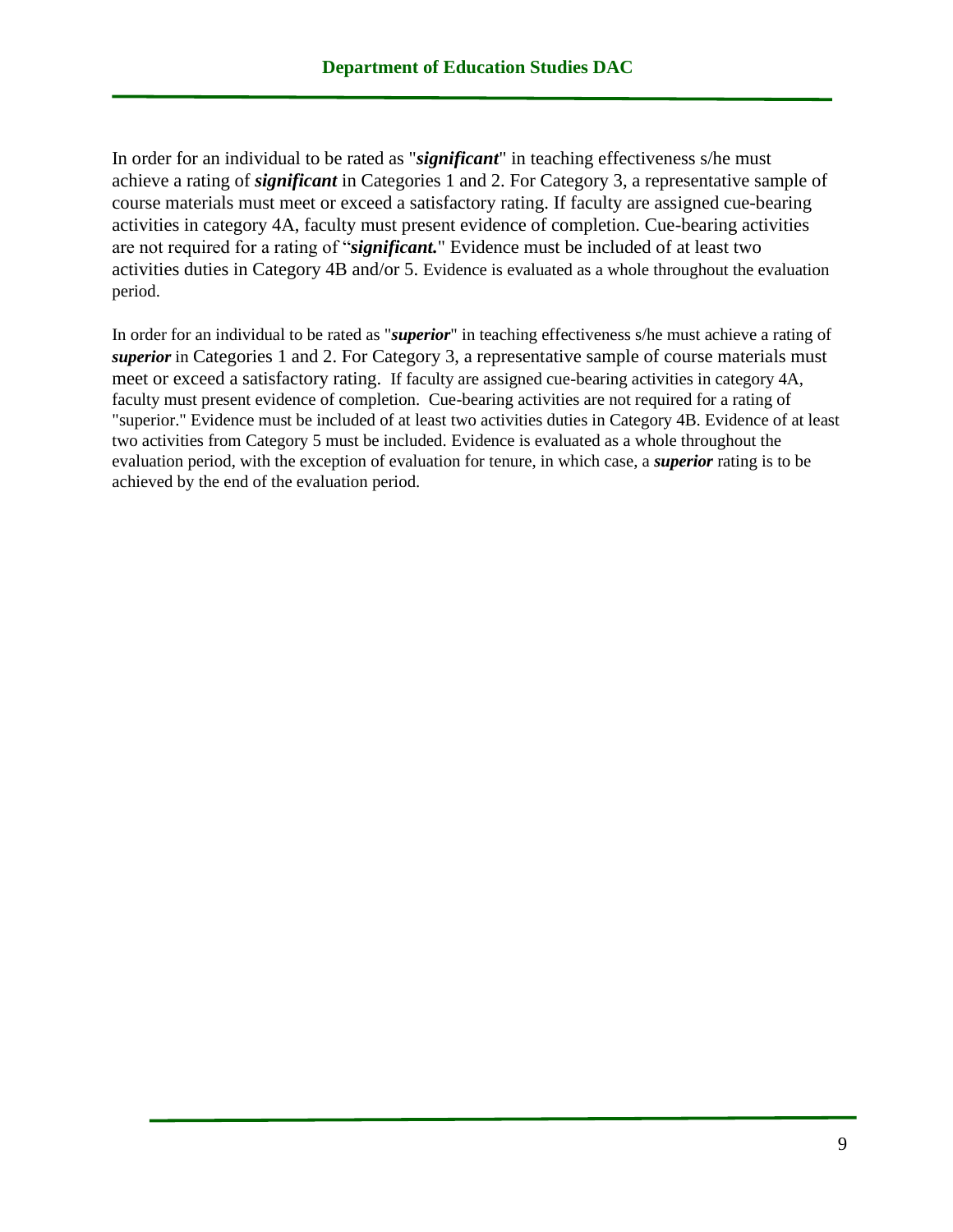In order for an individual to be rated as "***significant***" in teaching effectiveness s/he must achieve a rating of ***significant*** in Categories 1 and 2. For Category 3, a representative sample of course materials must meet or exceed a satisfactory rating. If faculty are assigned cue-bearing activities in category 4A, faculty must present evidence of completion. Cue-bearing activities are not required for a rating of "***significant.***" Evidence must be included of at least two activities duties in Category 4B and/or 5. Evidence is evaluated as a whole throughout the evaluation period.

In order for an individual to be rated as "***superior***" in teaching effectiveness s/he must achieve a rating of ***superior*** in Categories 1 and 2. For Category 3, a representative sample of course materials must meet or exceed a satisfactory rating. If faculty are assigned cue-bearing activities in category 4A, faculty must present evidence of completion. Cue-bearing activities are not required for a rating of "superior." Evidence must be included of at least two activities duties in Category 4B. Evidence of at least two activities from Category 5 must be included. Evidence is evaluated as a whole throughout the evaluation period, with the exception of evaluation for tenure, in which case, a ***superior*** rating is to be achieved by the end of the evaluation period.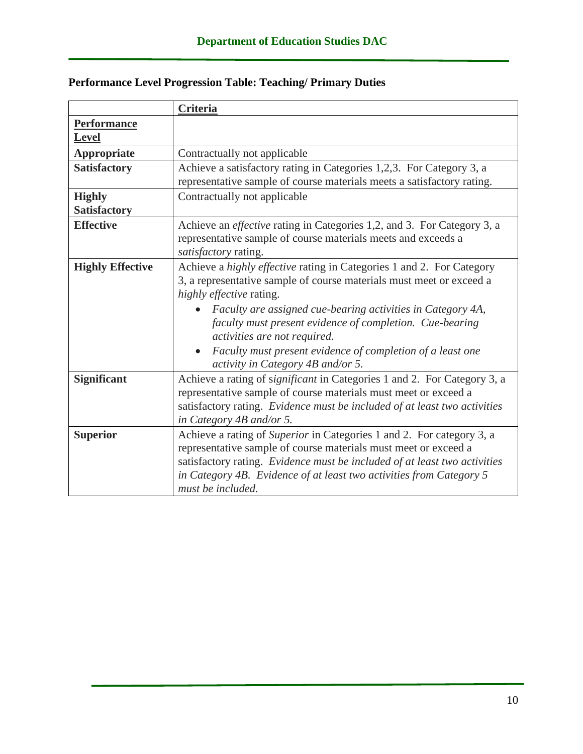**Performance Level Progression Table: Teaching/ Primary Duties**

| | **Criteria** |
|---|---|
| **Performance Level** | |
| **Appropriate** | Contractually not applicable |
| **Satisfactory** | Achieve a satisfactory rating in Categories 1,2,3. For Category 3, a representative sample of course materials meets a satisfactory rating. |
| **Highly Satisfactory** | Contractually not applicable |
| **Effective** | Achieve an *effective* rating in Categories 1,2, and 3. For Category 3, a representative sample of course materials meets and exceeds a *satisfactory* rating. |
| **Highly Effective** | Achieve a *highly effective* rating in Categories 1 and 2. For Category 3, a representative sample of course materials must meet or exceed a *highly effective* rating. <br>• *Faculty are assigned cue-bearing activities in Category 4A, faculty must present evidence of completion. Cue-bearing activities are not required.* <br>• *Faculty must present evidence of completion of a least one activity in Category 4B and/or 5.* |
| **Significant** | Achieve a rating of *significant* in Categories 1 and 2. For Category 3, a representative sample of course materials must meet or exceed a satisfactory rating. *Evidence must be included of at least two activities in Category 4B and/or 5.* |
| **Superior** | Achieve a rating of *Superior* in Categories 1 and 2. For category 3, a representative sample of course materials must meet or exceed a satisfactory rating. *Evidence must be included of at least two activities in Category 4B. Evidence of at least two activities from Category 5 must be included.* |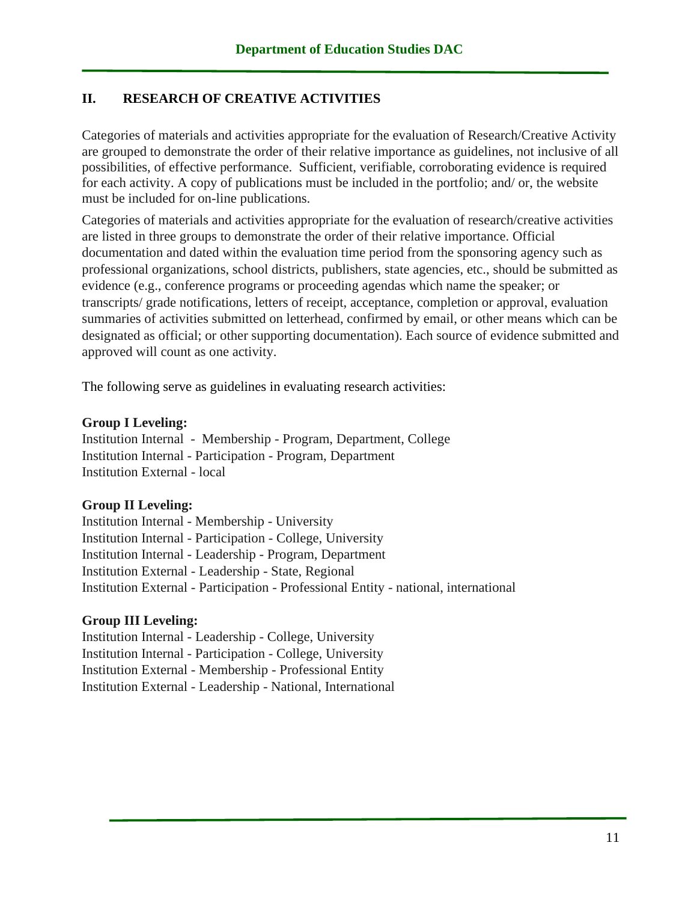## II. RESEARCH OF CREATIVE ACTIVITIES

Categories of materials and activities appropriate for the evaluation of Research/Creative Activity are grouped to demonstrate the order of their relative importance as guidelines, not inclusive of all possibilities, of effective performance. Sufficient, verifiable, corroborating evidence is required for each activity. A copy of publications must be included in the portfolio; and/ or, the website must be included for on-line publications.

Categories of materials and activities appropriate for the evaluation of research/creative activities are listed in three groups to demonstrate the order of their relative importance. Official documentation and dated within the evaluation time period from the sponsoring agency such as professional organizations, school districts, publishers, state agencies, etc., should be submitted as evidence (e.g., conference programs or proceeding agendas which name the speaker; or transcripts/ grade notifications, letters of receipt, acceptance, completion or approval, evaluation summaries of activities submitted on letterhead, confirmed by email, or other means which can be designated as official; or other supporting documentation). Each source of evidence submitted and approved will count as one activity.

The following serve as guidelines in evaluating research activities:

**Group I Leveling:**
Institution Internal - Membership - Program, Department, College
Institution Internal - Participation - Program, Department
Institution External - local

**Group II Leveling:**
Institution Internal - Membership - University
Institution Internal - Participation - College, University
Institution Internal - Leadership - Program, Department
Institution External - Leadership - State, Regional
Institution External - Participation - Professional Entity - national, international

**Group III Leveling:**
Institution Internal - Leadership - College, University
Institution Internal - Participation - College, University
Institution External - Membership - Professional Entity
Institution External - Leadership - National, International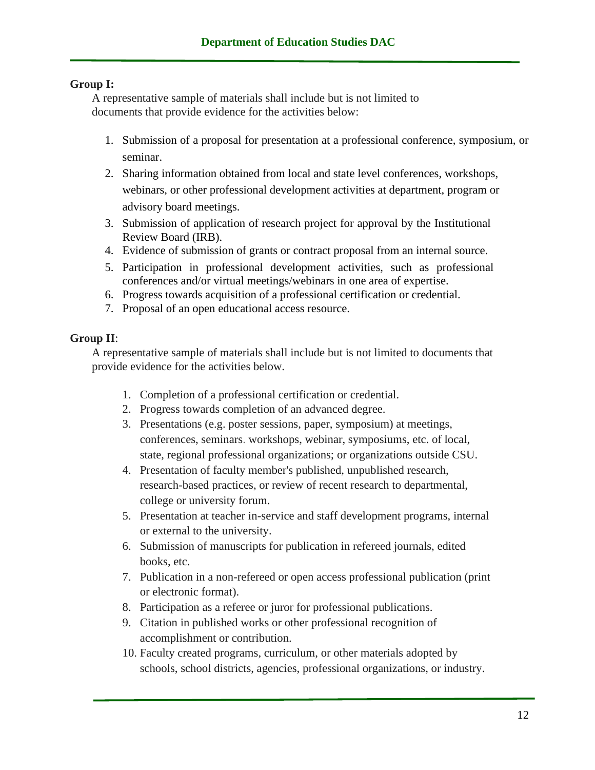**Group I:**

A representative sample of materials shall include but is not limited to documents that provide evidence for the activities below:

1. Submission of a proposal for presentation at a professional conference, symposium, or seminar.
2. Sharing information obtained from local and state level conferences, workshops, webinars, or other professional development activities at department, program or advisory board meetings.
3. Submission of application of research project for approval by the Institutional Review Board (IRB).
4. Evidence of submission of grants or contract proposal from an internal source.
5. Participation in professional development activities, such as professional conferences and/or virtual meetings/webinars in one area of expertise.
6. Progress towards acquisition of a professional certification or credential.
7. Proposal of an open educational access resource.

**Group II**:

A representative sample of materials shall include but is not limited to documents that provide evidence for the activities below.

1. Completion of a professional certification or credential.
2. Progress towards completion of an advanced degree.
3. Presentations (e.g. poster sessions, paper, symposium) at meetings, conferences, seminars. workshops, webinar, symposiums, etc. of local, state, regional professional organizations; or organizations outside CSU.
4. Presentation of faculty member's published, unpublished research, research-based practices, or review of recent research to departmental, college or university forum.
5. Presentation at teacher in-service and staff development programs, internal or external to the university.
6. Submission of manuscripts for publication in refereed journals, edited books, etc.
7. Publication in a non-refereed or open access professional publication (print or electronic format).
8. Participation as a referee or juror for professional publications.
9. Citation in published works or other professional recognition of accomplishment or contribution.
10. Faculty created programs, curriculum, or other materials adopted by schools, school districts, agencies, professional organizations, or industry.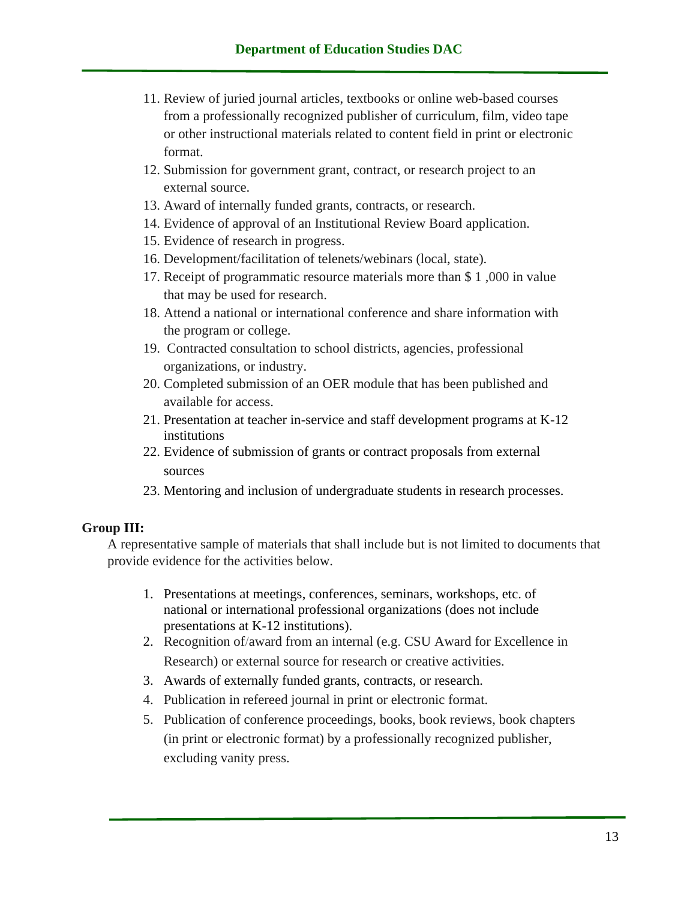11. Review of juried journal articles, textbooks or online web-based courses from a professionally recognized publisher of curriculum, film, video tape or other instructional materials related to content field in print or electronic format.
12. Submission for government grant, contract, or research project to an external source.
13. Award of internally funded grants, contracts, or research.
14. Evidence of approval of an Institutional Review Board application.
15. Evidence of research in progress.
16. Development/facilitation of telenets/webinars (local, state).
17. Receipt of programmatic resource materials more than $ 1 ,000 in value that may be used for research.
18. Attend a national or international conference and share information with the program or college.
19. Contracted consultation to school districts, agencies, professional organizations, or industry.
20. Completed submission of an OER module that has been published and available for access.
21. Presentation at teacher in-service and staff development programs at K-12 institutions
22. Evidence of submission of grants or contract proposals from external sources
23. Mentoring and inclusion of undergraduate students in research processes.

**Group III:**

A representative sample of materials that shall include but is not limited to documents that provide evidence for the activities below.

1. Presentations at meetings, conferences, seminars, workshops, etc. of national or international professional organizations (does not include presentations at K-12 institutions).
2. Recognition of/award from an internal (e.g. CSU Award for Excellence in Research) or external source for research or creative activities.
3. Awards of externally funded grants, contracts, or research.
4. Publication in refereed journal in print or electronic format.
5. Publication of conference proceedings, books, book reviews, book chapters (in print or electronic format) by a professionally recognized publisher, excluding vanity press.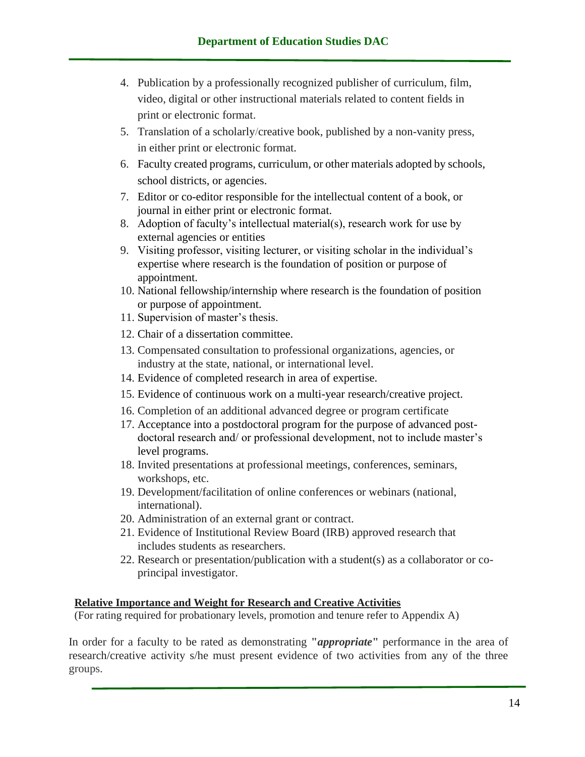4. Publication by a professionally recognized publisher of curriculum, film, video, digital or other instructional materials related to content fields in print or electronic format.
5. Translation of a scholarly/creative book, published by a non-vanity press, in either print or electronic format.
6. Faculty created programs, curriculum, or other materials adopted by schools, school districts, or agencies.
7. Editor or co-editor responsible for the intellectual content of a book, or journal in either print or electronic format.
8. Adoption of faculty's intellectual material(s), research work for use by external agencies or entities
9. Visiting professor, visiting lecturer, or visiting scholar in the individual's expertise where research is the foundation of position or purpose of appointment.
10. National fellowship/internship where research is the foundation of position or purpose of appointment.
11. Supervision of master's thesis.
12. Chair of a dissertation committee.
13. Compensated consultation to professional organizations, agencies, or industry at the state, national, or international level.
14. Evidence of completed research in area of expertise.
15. Evidence of continuous work on a multi-year research/creative project.
16. Completion of an additional advanced degree or program certificate
17. Acceptance into a postdoctoral program for the purpose of advanced post-doctoral research and/ or professional development, not to include master's level programs.
18. Invited presentations at professional meetings, conferences, seminars, workshops, etc.
19. Development/facilitation of online conferences or webinars (national, international).
20. Administration of an external grant or contract.
21. Evidence of Institutional Review Board (IRB) approved research that includes students as researchers.
22. Research or presentation/publication with a student(s) as a collaborator or co-principal investigator.

**Relative Importance and Weight for Research and Creative Activities**

(For rating required for probationary levels, promotion and tenure refer to Appendix A)

In order for a faculty to be rated as demonstrating "***appropriate***" performance in the area of research/creative activity s/he must present evidence of two activities from any of the three groups.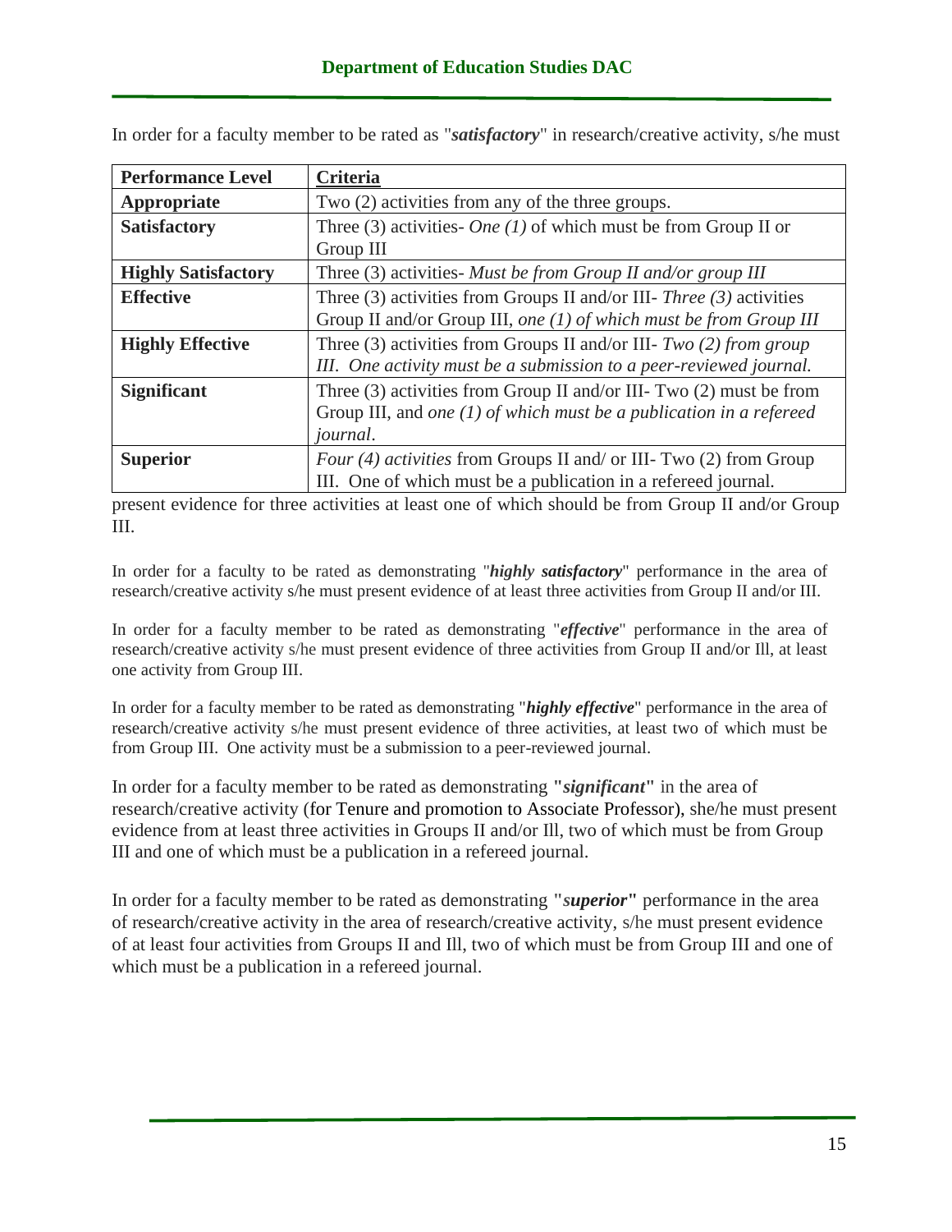In order for a faculty member to be rated as "***satisfactory***" in research/creative activity, s/he must

| Performance Level | Criteria |
|---|---|
| **Appropriate** | Two (2) activities from any of the three groups. |
| **Satisfactory** | Three (3) activities- *One (1)* of which must be from Group II or Group III |
| **Highly Satisfactory** | Three (3) activities- *Must be from Group II and/or group III* |
| **Effective** | Three (3) activities from Groups II and/or III- *Three (3)* activities Group II and/or Group III, *one (1) of which must be from Group III* |
| **Highly Effective** | Three (3) activities from Groups II and/or III- *Two (2) from group III. One activity must be a submission to a peer-reviewed journal.* |
| **Significant** | Three (3) activities from Group II and/or III- Two (2) must be from Group III, and *one (1) of which must be a publication in a refereed journal*. |
| **Superior** | *Four (4) activities* from Groups II and/ or III- Two (2) from Group III. One of which must be a publication in a refereed journal. |

present evidence for three activities at least one of which should be from Group II and/or Group III.

In order for a faculty to be rated as demonstrating "***highly satisfactory***" performance in the area of research/creative activity s/he must present evidence of at least three activities from Group II and/or III.

In order for a faculty member to be rated as demonstrating "***effective***" performance in the area of research/creative activity s/he must present evidence of three activities from Group II and/or Ill, at least one activity from Group III.

In order for a faculty member to be rated as demonstrating "***highly effective***" performance in the area of research/creative activity s/he must present evidence of three activities, at least two of which must be from Group III. One activity must be a submission to a peer-reviewed journal.

In order for a faculty member to be rated as demonstrating **"*significant*"** in the area of research/creative activity (for Tenure and promotion to Associate Professor), she/he must present evidence from at least three activities in Groups II and/or Ill, two of which must be from Group III and one of which must be a publication in a refereed journal.

In order for a faculty member to be rated as demonstrating **"*superior*"** performance in the area of research/creative activity in the area of research/creative activity, s/he must present evidence of at least four activities from Groups II and Ill, two of which must be from Group III and one of which must be a publication in a refereed journal.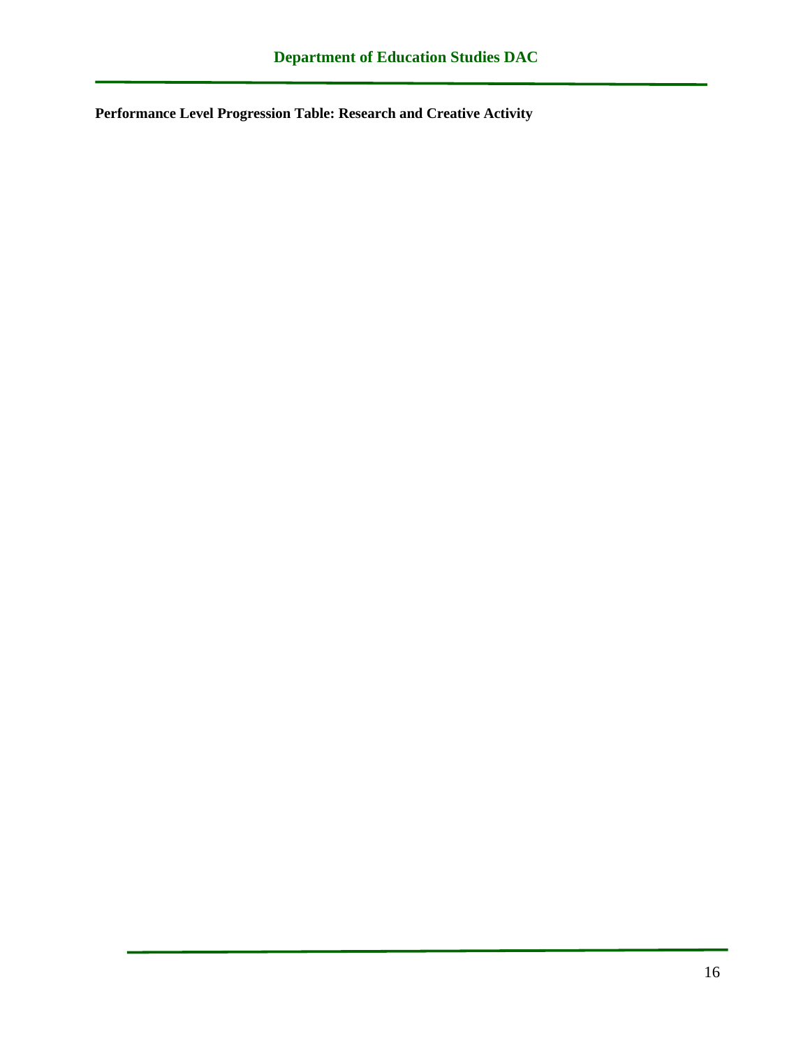**Performance Level Progression Table: Research and Creative Activity**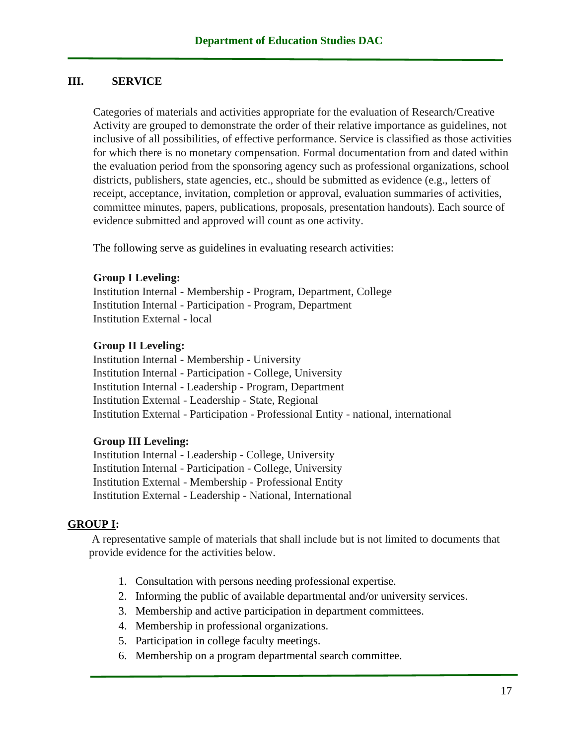## III. SERVICE

Categories of materials and activities appropriate for the evaluation of Research/Creative Activity are grouped to demonstrate the order of their relative importance as guidelines, not inclusive of all possibilities, of effective performance. Service is classified as those activities for which there is no monetary compensation. Formal documentation from and dated within the evaluation period from the sponsoring agency such as professional organizations, school districts, publishers, state agencies, etc., should be submitted as evidence (e.g., letters of receipt, acceptance, invitation, completion or approval, evaluation summaries of activities, committee minutes, papers, publications, proposals, presentation handouts). Each source of evidence submitted and approved will count as one activity.

The following serve as guidelines in evaluating research activities:

**Group I Leveling:**
Institution Internal - Membership - Program, Department, College
Institution Internal - Participation - Program, Department
Institution External - local

**Group II Leveling:**
Institution Internal - Membership - University
Institution Internal - Participation - College, University
Institution Internal - Leadership - Program, Department
Institution External - Leadership - State, Regional
Institution External - Participation - Professional Entity - national, international

**Group III Leveling:**
Institution Internal - Leadership - College, University
Institution Internal - Participation - College, University
Institution External - Membership - Professional Entity
Institution External - Leadership - National, International

**<u>GROUP I</u>:**

A representative sample of materials that shall include but is not limited to documents that provide evidence for the activities below.

1. Consultation with persons needing professional expertise.
2. Informing the public of available departmental and/or university services.
3. Membership and active participation in department committees.
4. Membership in professional organizations.
5. Participation in college faculty meetings.
6. Membership on a program departmental search committee.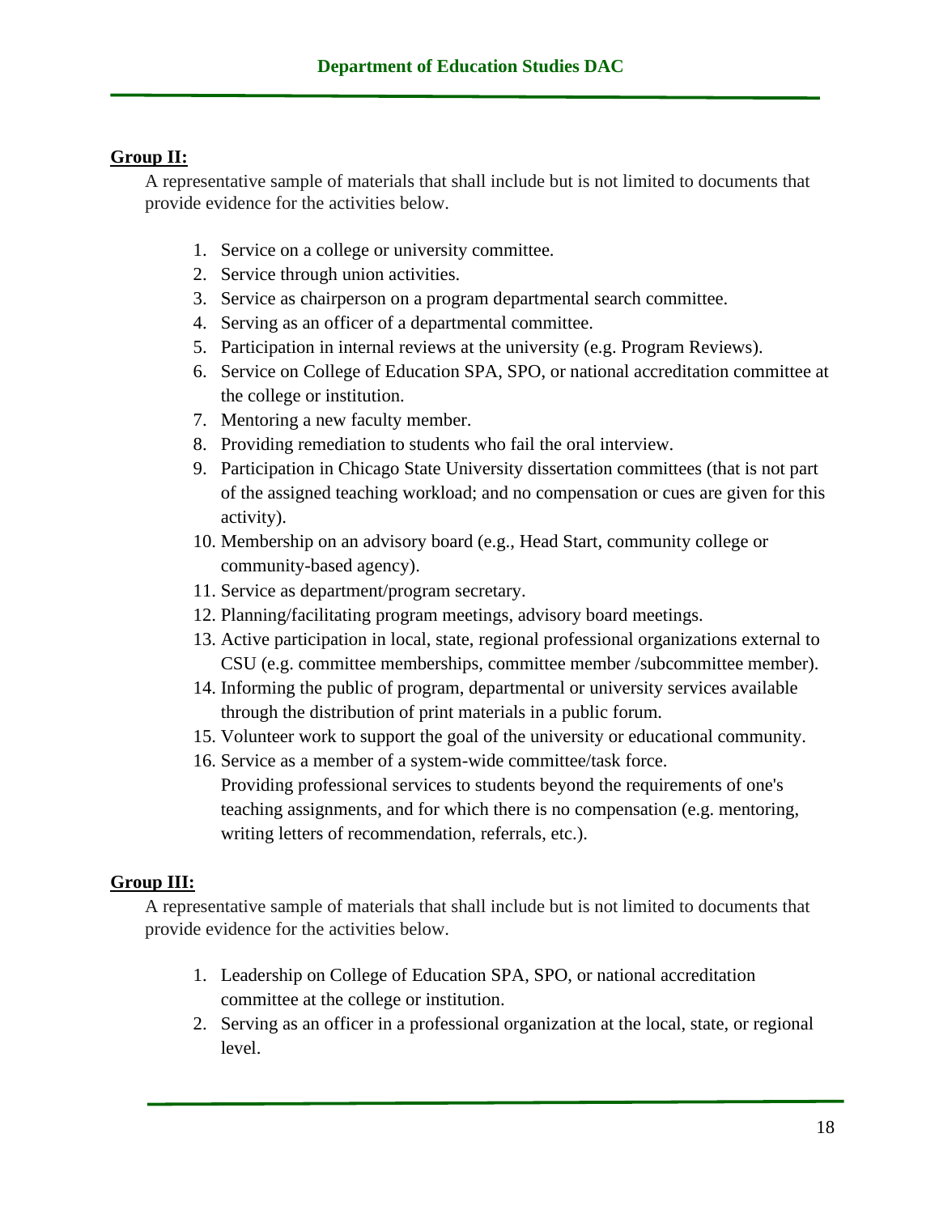**Group II:**

A representative sample of materials that shall include but is not limited to documents that provide evidence for the activities below.

1. Service on a college or university committee.
2. Service through union activities.
3. Service as chairperson on a program departmental search committee.
4. Serving as an officer of a departmental committee.
5. Participation in internal reviews at the university (e.g. Program Reviews).
6. Service on College of Education SPA, SPO, or national accreditation committee at the college or institution.
7. Mentoring a new faculty member.
8. Providing remediation to students who fail the oral interview.
9. Participation in Chicago State University dissertation committees (that is not part of the assigned teaching workload; and no compensation or cues are given for this activity).
10. Membership on an advisory board (e.g., Head Start, community college or community-based agency).
11. Service as department/program secretary.
12. Planning/facilitating program meetings, advisory board meetings.
13. Active participation in local, state, regional professional organizations external to CSU (e.g. committee memberships, committee member /subcommittee member).
14. Informing the public of program, departmental or university services available through the distribution of print materials in a public forum.
15. Volunteer work to support the goal of the university or educational community.
16. Service as a member of a system-wide committee/task force.
    Providing professional services to students beyond the requirements of one's teaching assignments, and for which there is no compensation (e.g. mentoring, writing letters of recommendation, referrals, etc.).

**Group III:**

A representative sample of materials that shall include but is not limited to documents that provide evidence for the activities below.

1. Leadership on College of Education SPA, SPO, or national accreditation committee at the college or institution.
2. Serving as an officer in a professional organization at the local, state, or regional level.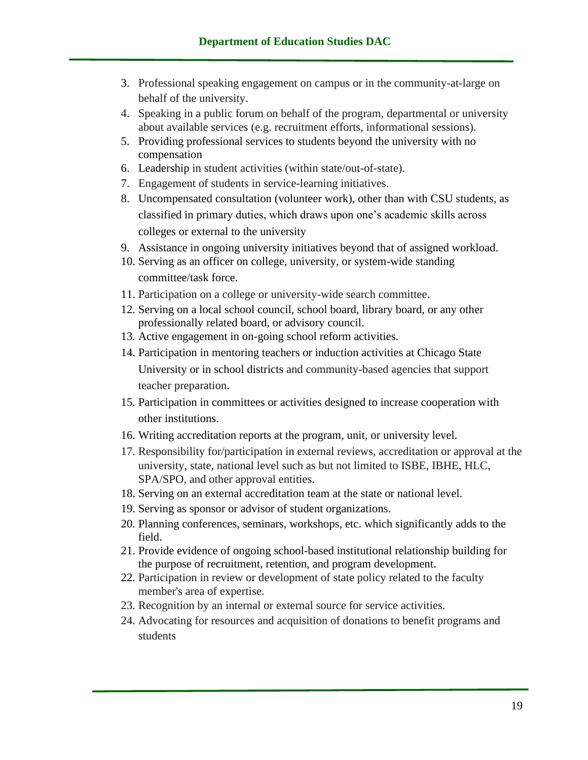3. Professional speaking engagement on campus or in the community-at-large on behalf of the university.
4. Speaking in a public forum on behalf of the program, departmental or university about available services (e.g. recruitment efforts, informational sessions).
5. Providing professional services to students beyond the university with no compensation
6. Leadership in student activities (within state/out-of-state).
7. Engagement of students in service-learning initiatives.
8. Uncompensated consultation (volunteer work), other than with CSU students, as classified in primary duties, which draws upon one's academic skills across colleges or external to the university
9. Assistance in ongoing university initiatives beyond that of assigned workload.
10. Serving as an officer on college, university, or system-wide standing committee/task force.
11. Participation on a college or university-wide search committee.
12. Serving on a local school council, school board, library board, or any other professionally related board, or advisory council.
13. Active engagement in on-going school reform activities.
14. Participation in mentoring teachers or induction activities at Chicago State University or in school districts and community-based agencies that support teacher preparation.
15. Participation in committees or activities designed to increase cooperation with other institutions.
16. Writing accreditation reports at the program, unit, or university level.
17. Responsibility for/participation in external reviews, accreditation or approval at the university, state, national level such as but not limited to ISBE, IBHE, HLC, SPA/SPO, and other approval entities.
18. Serving on an external accreditation team at the state or national level.
19. Serving as sponsor or advisor of student organizations.
20. Planning conferences, seminars, workshops, etc. which significantly adds to the field.
21. Provide evidence of ongoing school-based institutional relationship building for the purpose of recruitment, retention, and program development.
22. Participation in review or development of state policy related to the faculty member's area of expertise.
23. Recognition by an internal or external source for service activities.
24. Advocating for resources and acquisition of donations to benefit programs and students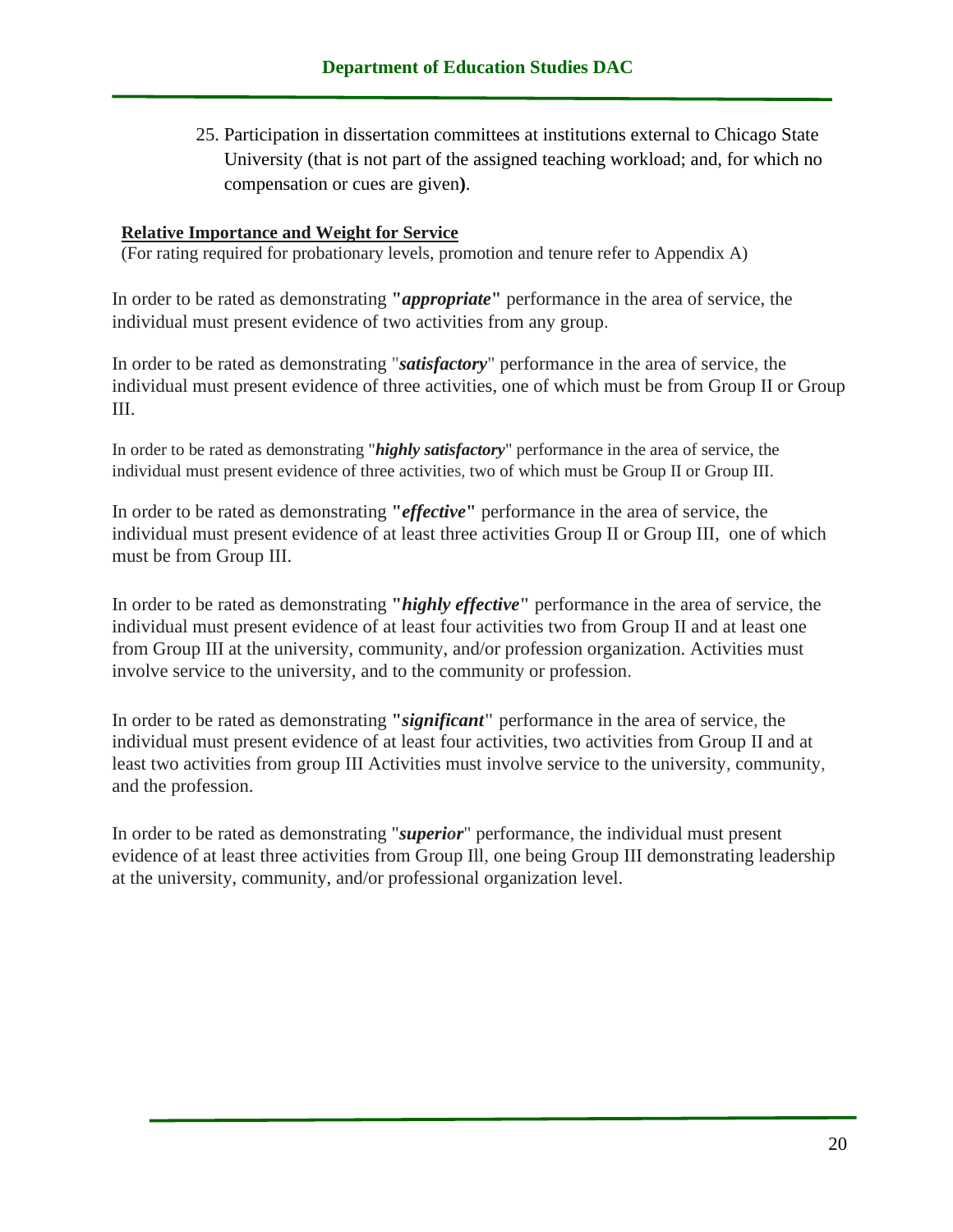25. Participation in dissertation committees at institutions external to Chicago State University (that is not part of the assigned teaching workload; and, for which no compensation or cues are given**)**.

**Relative Importance and Weight for Service**

(For rating required for probationary levels, promotion and tenure refer to Appendix A)

In order to be rated as demonstrating **"*appropriate*"** performance in the area of service, the individual must present evidence of two activities from any group.

In order to be rated as demonstrating "***satisfactory***" performance in the area of service, the individual must present evidence of three activities, one of which must be from Group II or Group III.

In order to be rated as demonstrating "***highly satisfactory***" performance in the area of service, the individual must present evidence of three activities, two of which must be Group II or Group III.

In order to be rated as demonstrating **"*effective*"** performance in the area of service, the individual must present evidence of at least three activities Group II or Group III, one of which must be from Group III.

In order to be rated as demonstrating **"*highly effective*"** performance in the area of service, the individual must present evidence of at least four activities two from Group II and at least one from Group III at the university, community, and/or profession organization. Activities must involve service to the university, and to the community or profession.

In order to be rated as demonstrating **"*significant*"** performance in the area of service, the individual must present evidence of at least four activities, two activities from Group II and at least two activities from group III Activities must involve service to the university, community, and the profession.

In order to be rated as demonstrating "***superior***" performance, the individual must present evidence of at least three activities from Group Ill, one being Group III demonstrating leadership at the university, community, and/or professional organization level.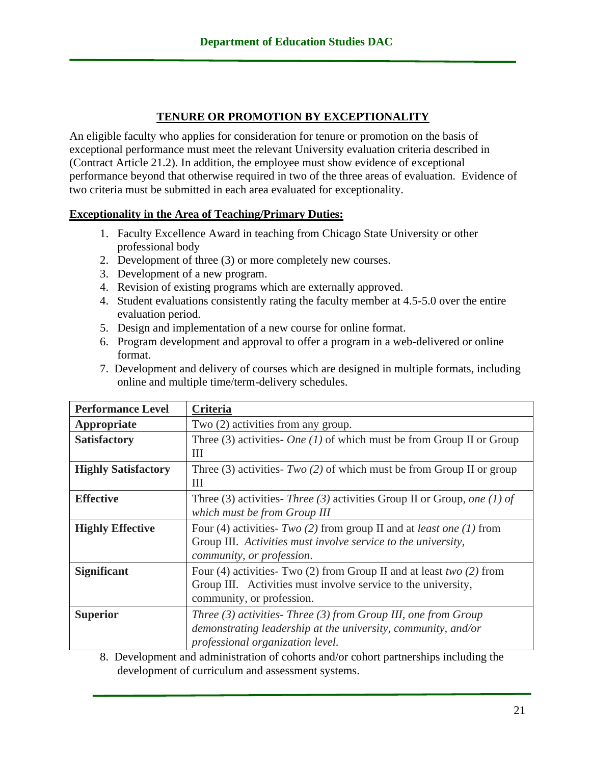## TENURE OR PROMOTION BY EXCEPTIONALITY

An eligible faculty who applies for consideration for tenure or promotion on the basis of exceptional performance must meet the relevant University evaluation criteria described in (Contract Article 21.2). In addition, the employee must show evidence of exceptional performance beyond that otherwise required in two of the three areas of evaluation. Evidence of two criteria must be submitted in each area evaluated for exceptionality.

### Exceptionality in the Area of Teaching/Primary Duties:

1. Faculty Excellence Award in teaching from Chicago State University or other professional body
2. Development of three (3) or more completely new courses.
3. Development of a new program.
4. Revision of existing programs which are externally approved.
4. Student evaluations consistently rating the faculty member at 4.5-5.0 over the entire evaluation period.
5. Design and implementation of a new course for online format.
6. Program development and approval to offer a program in a web-delivered or online format.
7. Development and delivery of courses which are designed in multiple formats, including online and multiple time/term-delivery schedules.

| Performance Level | Criteria |
|---|---|
| **Appropriate** | Two (2) activities from any group. |
| **Satisfactory** | Three (3) activities- *One (1)* of which must be from Group II or Group III |
| **Highly Satisfactory** | Three (3) activities- *Two (2)* of which must be from Group II or group III |
| **Effective** | Three (3) activities- *Three (3)* activities Group II or Group, *one (1) of which must be from Group III* |
| **Highly Effective** | Four (4) activities- *Two (2)* from group II and at *least one (1)* from Group III. *Activities must involve service to the university, community, or profession*. |
| **Significant** | Four (4) activities- Two (2) from Group II and at least *two (2)* from Group III. Activities must involve service to the university, community, or profession. |
| **Superior** | *Three (3) activities- Three (3) from Group III, one from Group demonstrating leadership at the university, community, and/or professional organization level.* |

8. Development and administration of cohorts and/or cohort partnerships including the development of curriculum and assessment systems.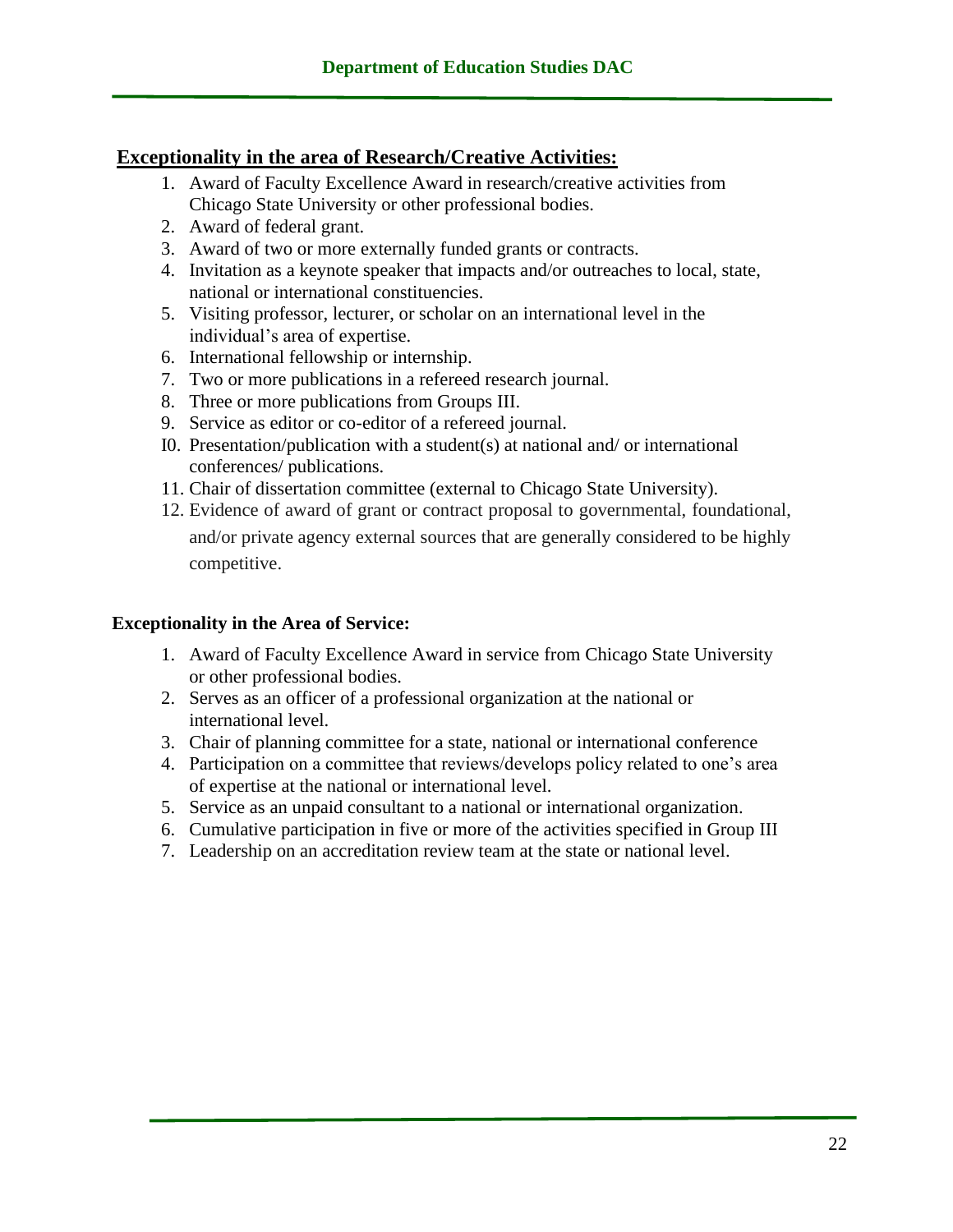## Exceptionality in the area of Research/Creative Activities:

1. Award of Faculty Excellence Award in research/creative activities from Chicago State University or other professional bodies.
2. Award of federal grant.
3. Award of two or more externally funded grants or contracts.
4. Invitation as a keynote speaker that impacts and/or outreaches to local, state, national or international constituencies.
5. Visiting professor, lecturer, or scholar on an international level in the individual's area of expertise.
6. International fellowship or internship.
7. Two or more publications in a refereed research journal.
8. Three or more publications from Groups III.
9. Service as editor or co-editor of a refereed journal.
10. Presentation/publication with a student(s) at national and/ or international conferences/ publications.
11. Chair of dissertation committee (external to Chicago State University).
12. Evidence of award of grant or contract proposal to governmental, foundational, and/or private agency external sources that are generally considered to be highly competitive.

**Exceptionality in the Area of Service:**

1. Award of Faculty Excellence Award in service from Chicago State University or other professional bodies.
2. Serves as an officer of a professional organization at the national or international level.
3. Chair of planning committee for a state, national or international conference
4. Participation on a committee that reviews/develops policy related to one's area of expertise at the national or international level.
5. Service as an unpaid consultant to a national or international organization.
6. Cumulative participation in five or more of the activities specified in Group III
7. Leadership on an accreditation review team at the state or national level.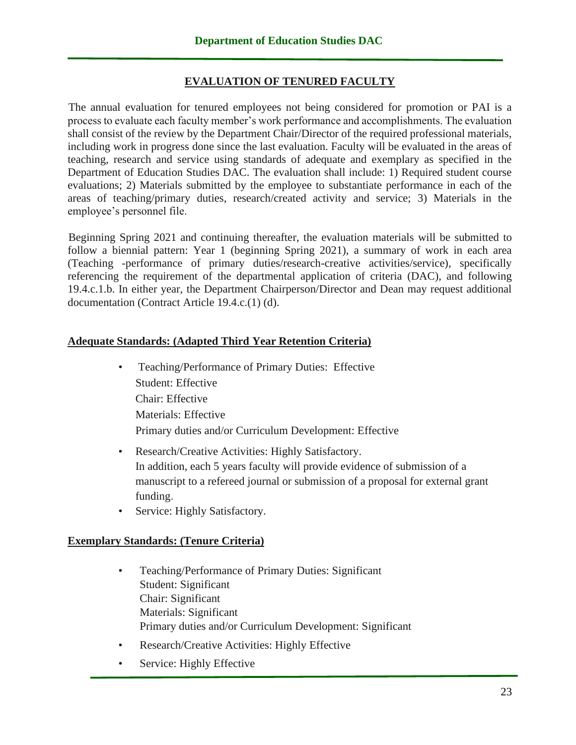## EVALUATION OF TENURED FACULTY

The annual evaluation for tenured employees not being considered for promotion or PAI is a process to evaluate each faculty member's work performance and accomplishments. The evaluation shall consist of the review by the Department Chair/Director of the required professional materials, including work in progress done since the last evaluation. Faculty will be evaluated in the areas of teaching, research and service using standards of adequate and exemplary as specified in the Department of Education Studies DAC. The evaluation shall include: 1) Required student course evaluations; 2) Materials submitted by the employee to substantiate performance in each of the areas of teaching/primary duties, research/created activity and service; 3) Materials in the employee's personnel file.

Beginning Spring 2021 and continuing thereafter, the evaluation materials will be submitted to follow a biennial pattern: Year 1 (beginning Spring 2021), a summary of work in each area (Teaching -performance of primary duties/research-creative activities/service), specifically referencing the requirement of the departmental application of criteria (DAC), and following 19.4.c.1.b. In either year, the Department Chairperson/Director and Dean may request additional documentation (Contract Article 19.4.c.(1) (d).

**Adequate Standards: (Adapted Third Year Retention Criteria)**

- Teaching/Performance of Primary Duties: Effective
  Student: Effective
  Chair: Effective
  Materials: Effective
  Primary duties and/or Curriculum Development: Effective
- Research/Creative Activities: Highly Satisfactory.
  In addition, each 5 years faculty will provide evidence of submission of a manuscript to a refereed journal or submission of a proposal for external grant funding.
- Service: Highly Satisfactory.

**Exemplary Standards: (Tenure Criteria)**

- Teaching/Performance of Primary Duties: Significant
  Student: Significant
  Chair: Significant
  Materials: Significant
  Primary duties and/or Curriculum Development: Significant
- Research/Creative Activities: Highly Effective
- Service: Highly Effective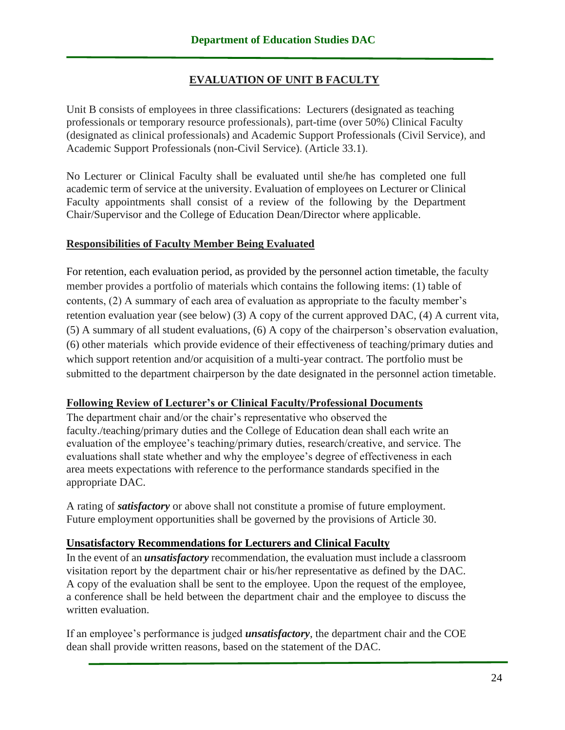## EVALUATION OF UNIT B FACULTY

Unit B consists of employees in three classifications: Lecturers (designated as teaching professionals or temporary resource professionals), part-time (over 50%) Clinical Faculty (designated as clinical professionals) and Academic Support Professionals (Civil Service), and Academic Support Professionals (non-Civil Service). (Article 33.1).

No Lecturer or Clinical Faculty shall be evaluated until she/he has completed one full academic term of service at the university. Evaluation of employees on Lecturer or Clinical Faculty appointments shall consist of a review of the following by the Department Chair/Supervisor and the College of Education Dean/Director where applicable.

### Responsibilities of Faculty Member Being Evaluated

For retention, each evaluation period, as provided by the personnel action timetable, the faculty member provides a portfolio of materials which contains the following items: (1) table of contents, (2) A summary of each area of evaluation as appropriate to the faculty member's retention evaluation year (see below) (3) A copy of the current approved DAC, (4) A current vita, (5) A summary of all student evaluations, (6) A copy of the chairperson's observation evaluation, (6) other materials which provide evidence of their effectiveness of teaching/primary duties and which support retention and/or acquisition of a multi-year contract. The portfolio must be submitted to the department chairperson by the date designated in the personnel action timetable.

### Following Review of Lecturer's or Clinical Faculty/Professional Documents

The department chair and/or the chair's representative who observed the faculty./teaching/primary duties and the College of Education dean shall each write an evaluation of the employee's teaching/primary duties, research/creative, and service. The evaluations shall state whether and why the employee's degree of effectiveness in each area meets expectations with reference to the performance standards specified in the appropriate DAC.

A rating of ***satisfactory*** or above shall not constitute a promise of future employment. Future employment opportunities shall be governed by the provisions of Article 30.

### Unsatisfactory Recommendations for Lecturers and Clinical Faculty

In the event of an ***unsatisfactory*** recommendation, the evaluation must include a classroom visitation report by the department chair or his/her representative as defined by the DAC. A copy of the evaluation shall be sent to the employee. Upon the request of the employee, a conference shall be held between the department chair and the employee to discuss the written evaluation.

If an employee's performance is judged ***unsatisfactory***, the department chair and the COE dean shall provide written reasons, based on the statement of the DAC.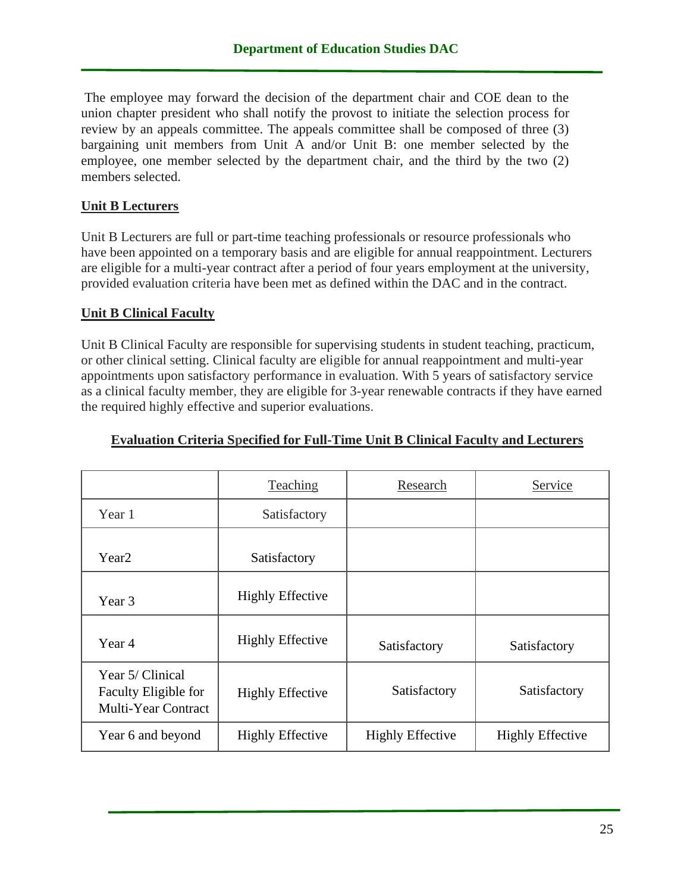The employee may forward the decision of the department chair and COE dean to the union chapter president who shall notify the provost to initiate the selection process for review by an appeals committee. The appeals committee shall be composed of three (3) bargaining unit members from Unit A and/or Unit B: one member selected by the employee, one member selected by the department chair, and the third by the two (2) members selected.

**Unit B Lecturers**

Unit B Lecturers are full or part-time teaching professionals or resource professionals who have been appointed on a temporary basis and are eligible for annual reappointment. Lecturers are eligible for a multi-year contract after a period of four years employment at the university, provided evaluation criteria have been met as defined within the DAC and in the contract.

**Unit B Clinical Faculty**

Unit B Clinical Faculty are responsible for supervising students in student teaching, practicum, or other clinical setting. Clinical faculty are eligible for annual reappointment and multi-year appointments upon satisfactory performance in evaluation. With 5 years of satisfactory service as a clinical faculty member, they are eligible for 3-year renewable contracts if they have earned the required highly effective and superior evaluations.

**Evaluation Criteria Specified for Full-Time Unit B Clinical Faculty and Lecturers**

| | Teaching | Research | Service |
|---|---|---|---|
| Year 1 | Satisfactory | | |
| Year2 | Satisfactory | | |
| Year 3 | Highly Effective | | |
| Year 4 | Highly Effective | Satisfactory | Satisfactory |
| Year 5/ Clinical Faculty Eligible for Multi-Year Contract | Highly Effective | Satisfactory | Satisfactory |
| Year 6 and beyond | Highly Effective | Highly Effective | Highly Effective |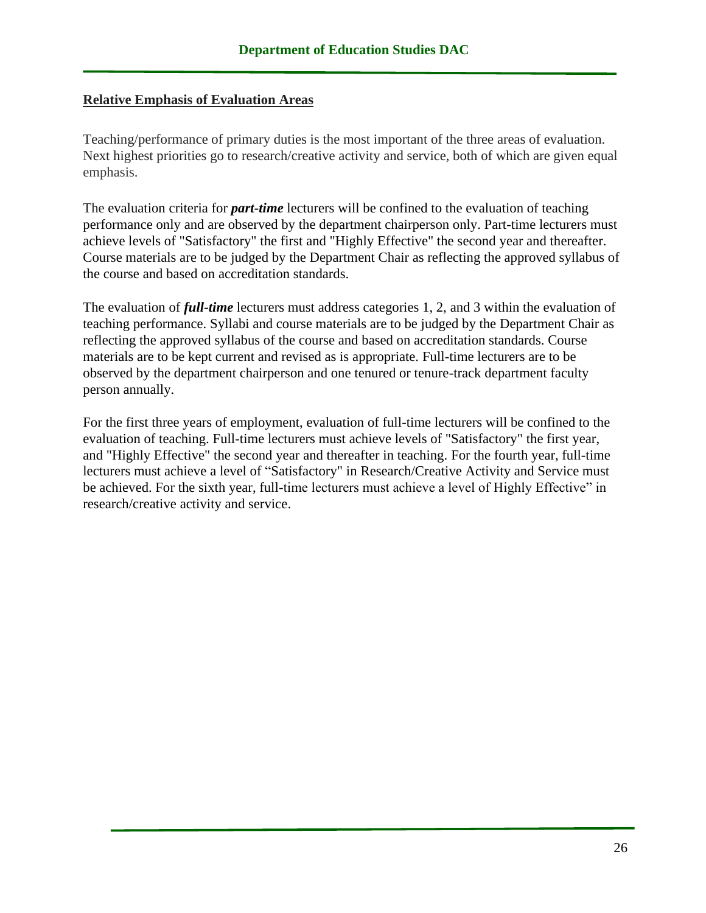**<u>Relative Emphasis of Evaluation Areas</u>**

Teaching/performance of primary duties is the most important of the three areas of evaluation. Next highest priorities go to research/creative activity and service, both of which are given equal emphasis.

The evaluation criteria for ***part-time*** lecturers will be confined to the evaluation of teaching performance only and are observed by the department chairperson only. Part-time lecturers must achieve levels of "Satisfactory" the first and "Highly Effective" the second year and thereafter. Course materials are to be judged by the Department Chair as reflecting the approved syllabus of the course and based on accreditation standards.

The evaluation of ***full-time*** lecturers must address categories 1, 2, and 3 within the evaluation of teaching performance. Syllabi and course materials are to be judged by the Department Chair as reflecting the approved syllabus of the course and based on accreditation standards. Course materials are to be kept current and revised as is appropriate. Full-time lecturers are to be observed by the department chairperson and one tenured or tenure-track department faculty person annually.

For the first three years of employment, evaluation of full-time lecturers will be confined to the evaluation of teaching. Full-time lecturers must achieve levels of "Satisfactory" the first year, and "Highly Effective" the second year and thereafter in teaching. For the fourth year, full-time lecturers must achieve a level of “Satisfactory" in Research/Creative Activity and Service must be achieved. For the sixth year, full-time lecturers must achieve a level of Highly Effective” in research/creative activity and service.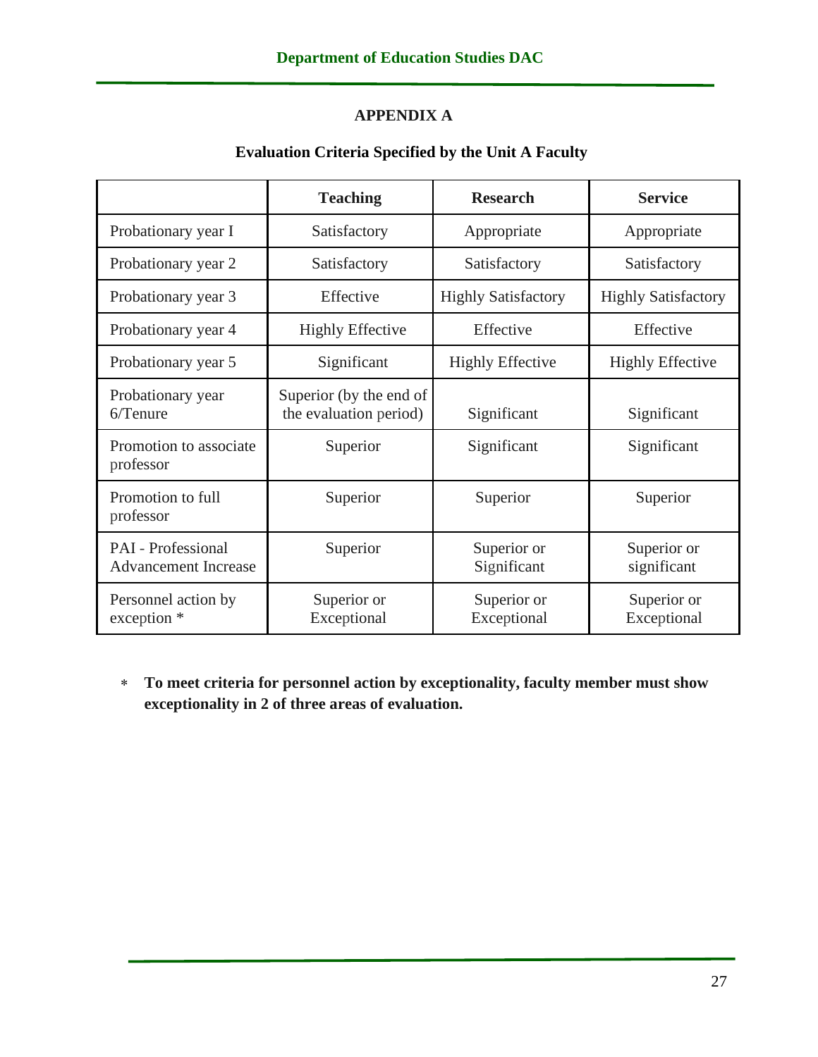## APPENDIX A

### Evaluation Criteria Specified by the Unit A Faculty

| | Teaching | Research | Service |
|---|---|---|---|
| Probationary year I | Satisfactory | Appropriate | Appropriate |
| Probationary year 2 | Satisfactory | Satisfactory | Satisfactory |
| Probationary year 3 | Effective | Highly Satisfactory | Highly Satisfactory |
| Probationary year 4 | Highly Effective | Effective | Effective |
| Probationary year 5 | Significant | Highly Effective | Highly Effective |
| Probationary year 6/Tenure | Superior (by the end of the evaluation period) | Significant | Significant |
| Promotion to associate professor | Superior | Significant | Significant |
| Promotion to full professor | Superior | Superior | Superior |
| PAI - Professional Advancement Increase | Superior | Superior or Significant | Superior or significant |
| Personnel action by exception * | Superior or Exceptional | Superior or Exceptional | Superior or Exceptional |

* **To meet criteria for personnel action by exceptionality, faculty member must show exceptionality in 2 of three areas of evaluation.**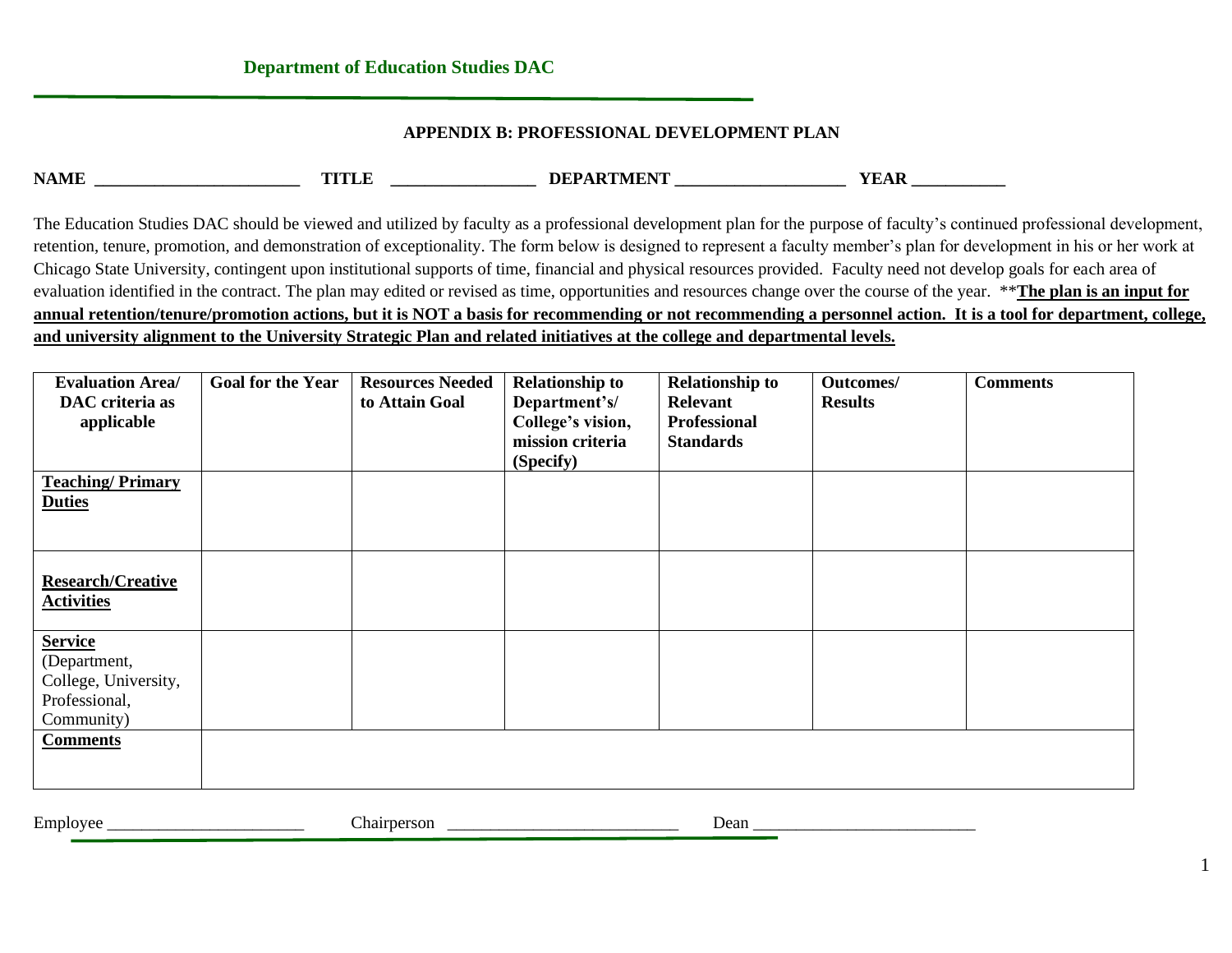**Department of Education Studies DAC**

**APPENDIX B: PROFESSIONAL DEVELOPMENT PLAN**

**NAME** ________________________ **TITLE** _________________ **DEPARTMENT** ____________________ **YEAR** ___________

The Education Studies DAC should be viewed and utilized by faculty as a professional development plan for the purpose of faculty's continued professional development, retention, tenure, promotion, and demonstration of exceptionality. The form below is designed to represent a faculty member's plan for development in his or her work at Chicago State University, contingent upon institutional supports of time, financial and physical resources provided. Faculty need not develop goals for each area of evaluation identified in the contract. The plan may edited or revised as time, opportunities and resources change over the course of the year. ****<u>The plan is an input for annual retention/tenure/promotion actions, but it is NOT a basis for recommending or not recommending a personnel action. It is a tool for department, college, and university alignment to the University Strategic Plan and related initiatives at the college and departmental levels.</u>**

| **Evaluation Area/ DAC criteria as applicable** | **Goal for the Year** | **Resources Needed to Attain Goal** | **Relationship to Department's/ College's vision, mission criteria (Specify)** | **Relationship to Relevant Professional Standards** | **Outcomes/ Results** | **Comments** |
| --- | --- | --- | --- | --- | --- | --- |
| **<u>Teaching/ Primary Duties</u>** | | | | | | |
| **<u>Research/Creative Activities</u>** | | | | | | |
| **<u>Service</u>** (Department, College, University, Professional, Community) | | | | | | |
| **<u>Comments</u>** | | | | | | |

Employee _______________________ Chairperson ___________________________ Dean __________________________